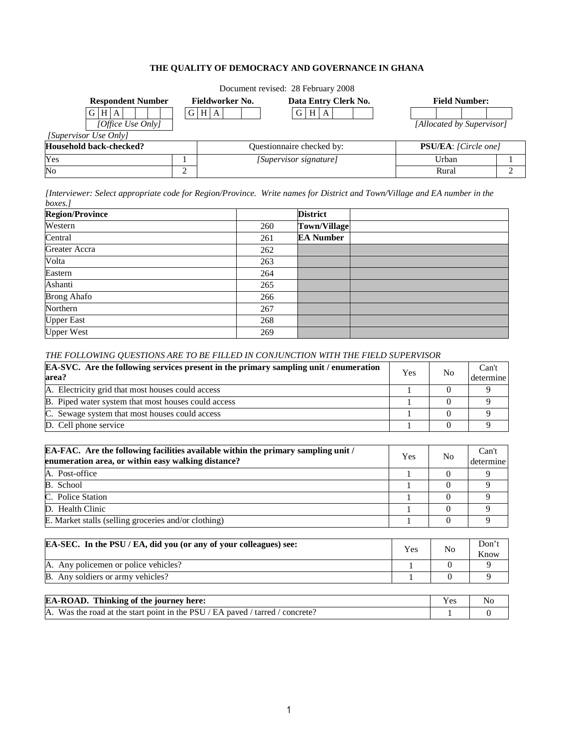# THE QUALITY OF DEMOCRACY AND GOVERNANCE IN GHANA

Document revised: 28 February 2008

| Respondent Number | Fieldworker No. | Data Entry Clerk No. | Field Number: |
|---|---|---|---|
| G H A | G H A | G H A | |
| [Office Use Only] | | | [Allocated by Supervisor] |

[Supervisor Use Only]

| Household back-checked? | | Questionnaire checked by: | PSU/EA: [Circle one] | |
|---|---|---|---|---|
| Yes | 1 | [Supervisor signature] | Urban | 1 |
| No | 2 | | Rural | 2 |

*[Interviewer: Select appropriate code for Region/Province. Write names for District and Town/Village and EA number in the boxes.]*

| Region/Province | | | |
|---|---|---|---|
| Western | 260 | **District** | |
| Central | 261 | **Town/Village** | |
| Greater Accra | 262 | **EA Number** | |
| Volta | 263 | | |
| Eastern | 264 | | |
| Ashanti | 265 | | |
| Brong Ahafo | 266 | | |
| Northern | 267 | | |
| Upper East | 268 | | |
| Upper West | 269 | | |

*THE FOLLOWING QUESTIONS ARE TO BE FILLED IN CONJUNCTION WITH THE FIELD SUPERVISOR*

| EA-SVC. Are the following services present in the primary sampling unit / enumeration area? | Yes | No | Can't determine |
|---|---|---|---|
| A. Electricity grid that most houses could access | 1 | 0 | 9 |
| B. Piped water system that most houses could access | 1 | 0 | 9 |
| C. Sewage system that most houses could access | 1 | 0 | 9 |
| D. Cell phone service | 1 | 0 | 9 |

| EA-FAC. Are the following facilities available within the primary sampling unit / enumeration area, or within easy walking distance? | Yes | No | Can't determine |
|---|---|---|---|
| A. Post-office | 1 | 0 | 9 |
| B. School | 1 | 0 | 9 |
| C. Police Station | 1 | 0 | 9 |
| D. Health Clinic | 1 | 0 | 9 |
| E. Market stalls (selling groceries and/or clothing) | 1 | 0 | 9 |

| EA-SEC. In the PSU / EA, did you (or any of your colleagues) see: | Yes | No | Don't Know |
|---|---|---|---|
| A. Any policemen or police vehicles? | 1 | 0 | 9 |
| B. Any soldiers or army vehicles? | 1 | 0 | 9 |

| EA-ROAD. Thinking of the journey here: | Yes | No |
|---|---|---|
| A. Was the road at the start point in the PSU / EA paved / tarred / concrete? | 1 | 0 |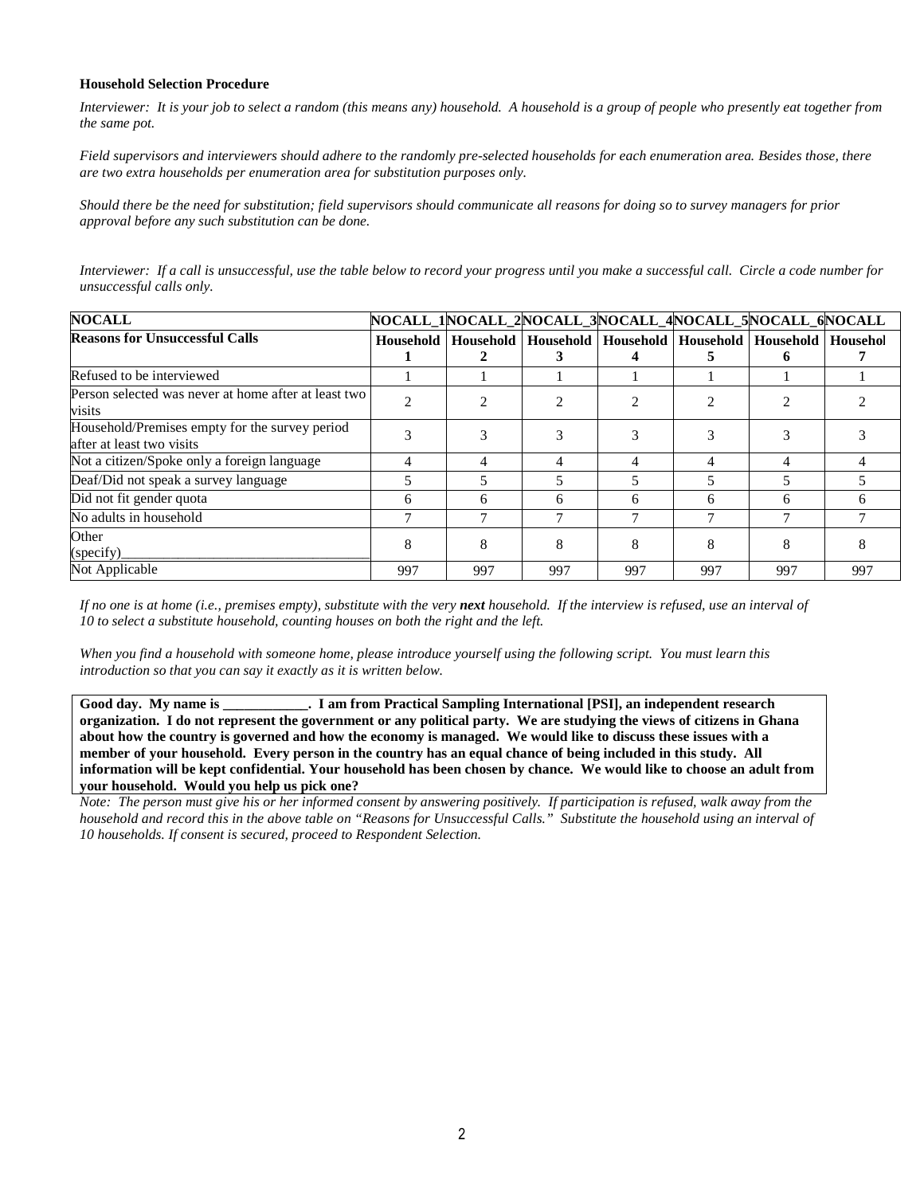**Household Selection Procedure**

*Interviewer: It is your job to select a random (this means any) household. A household is a group of people who presently eat together from the same pot.*

*Field supervisors and interviewers should adhere to the randomly pre-selected households for each enumeration area. Besides those, there are two extra households per enumeration area for substitution purposes only.*

*Should there be the need for substitution; field supervisors should communicate all reasons for doing so to survey managers for prior approval before any such substitution can be done.*

*Interviewer: If a call is unsuccessful, use the table below to record your progress until you make a successful call. Circle a code number for unsuccessful calls only.*

| **NOCALL** | **NOCALL_1** | **NOCALL_2** | **NOCALL_3** | **NOCALL_4** | **NOCALL_5** | **NOCALL_6** | **NOCALL** |
|---|---|---|---|---|---|---|---|
| **Reasons for Unsuccessful Calls** | **Household 1** | **Household 2** | **Household 3** | **Household 4** | **Household 5** | **Household 6** | **Househol 7** |
| Refused to be interviewed | 1 | 1 | 1 | 1 | 1 | 1 | 1 |
| Person selected was never at home after at least two visits | 2 | 2 | 2 | 2 | 2 | 2 | 2 |
| Household/Premises empty for the survey period after at least two visits | 3 | 3 | 3 | 3 | 3 | 3 | 3 |
| Not a citizen/Spoke only a foreign language | 4 | 4 | 4 | 4 | 4 | 4 | 4 |
| Deaf/Did not speak a survey language | 5 | 5 | 5 | 5 | 5 | 5 | 5 |
| Did not fit gender quota | 6 | 6 | 6 | 6 | 6 | 6 | 6 |
| No adults in household | 7 | 7 | 7 | 7 | 7 | 7 | 7 |
| Other (specify)___________________________________ | 8 | 8 | 8 | 8 | 8 | 8 | 8 |
| Not Applicable | 997 | 997 | 997 | 997 | 997 | 997 | 997 |

*If no one is at home (i.e., premises empty), substitute with the very **next** household. If the interview is refused, use an interval of 10 to select a substitute household, counting houses on both the right and the left.*

*When you find a household with someone home, please introduce yourself using the following script. You must learn this introduction so that you can say it exactly as it is written below.*

**Good day. My name is ____________. I am from Practical Sampling International [PSI], an independent research organization. I do not represent the government or any political party. We are studying the views of citizens in Ghana about how the country is governed and how the economy is managed. We would like to discuss these issues with a member of your household. Every person in the country has an equal chance of being included in this study. All information will be kept confidential. Your household has been chosen by chance. We would like to choose an adult from your household. Would you help us pick one?**

*Note: The person must give his or her informed consent by answering positively. If participation is refused, walk away from the household and record this in the above table on "Reasons for Unsuccessful Calls." Substitute the household using an interval of 10 households. If consent is secured, proceed to Respondent Selection.*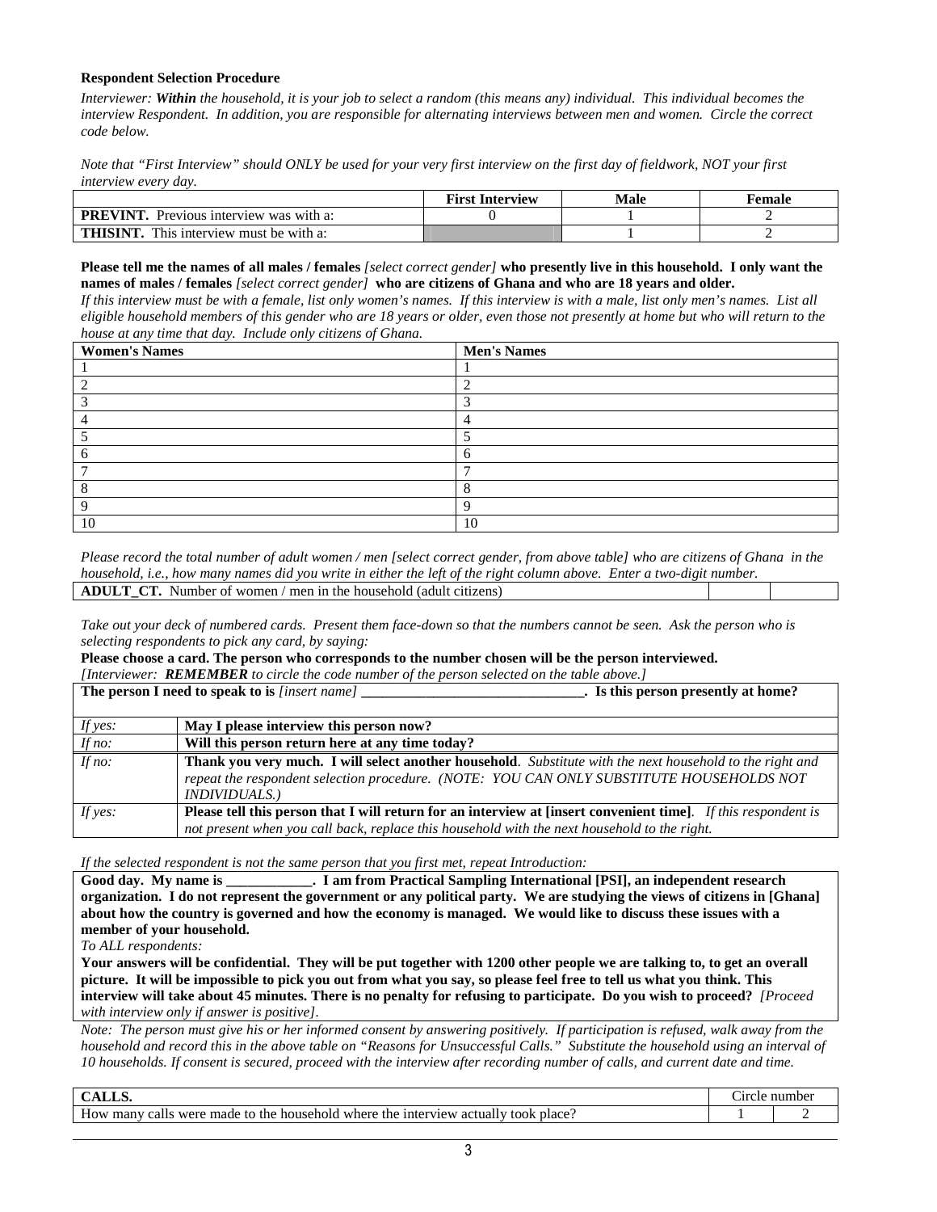**Respondent Selection Procedure**

*Interviewer: **Within** the household, it is your job to select a random (this means any) individual. This individual becomes the interview Respondent. In addition, you are responsible for alternating interviews between men and women. Circle the correct code below.*

*Note that "First Interview" should ONLY be used for your very first interview on the first day of fieldwork, NOT your first interview every day.*

| | First Interview | Male | Female |
|---|---|---|---|
| **PREVINT.** Previous interview was with a: | 0 | 1 | 2 |
| **THISINT.** This interview must be with a: | | 1 | 2 |

**Please tell me the names of all males / females** *[select correct gender]* **who presently live in this household. I only want the names of males / females** *[select correct gender]* **who are citizens of Ghana and who are 18 years and older.**
*If this interview must be with a female, list only women's names. If this interview is with a male, list only men's names. List all eligible household members of this gender who are 18 years or older, even those not presently at home but who will return to the house at any time that day. Include only citizens of Ghana.*

| Women's Names | Men's Names |
|---|---|
| 1 | 1 |
| 2 | 2 |
| 3 | 3 |
| 4 | 4 |
| 5 | 5 |
| 6 | 6 |
| 7 | 7 |
| 8 | 8 |
| 9 | 9 |
| 10 | 10 |

*Please record the total number of adult women / men [select correct gender, from above table] who are citizens of Ghana in the household, i.e., how many names did you write in either the left of the right column above. Enter a two-digit number.*

| **ADULT_CT.** Number of women / men in the household (adult citizens) | | |
|---|---|---|

*Take out your deck of numbered cards. Present them face-down so that the numbers cannot be seen. Ask the person who is selecting respondents to pick any card, by saying:*

**Please choose a card. The person who corresponds to the number chosen will be the person interviewed.**
*[Interviewer: **REMEMBER** to circle the code number of the person selected on the table above.]*

| **The person I need to speak to is** *[insert name]* **_______________________________. Is this person presently at home?** | |
|---|---|
| *If yes:* | **May I please interview this person now?** |
| *If no:* | **Will this person return here at any time today?** |
| *If no:* | **Thank you very much. I will select another household**. *Substitute with the next household to the right and repeat the respondent selection procedure. (NOTE: YOU CAN ONLY SUBSTITUTE HOUSEHOLDS NOT INDIVIDUALS.)* |
| *If yes:* | **Please tell this person that I will return for an interview at [insert convenient time]**. *If this respondent is not present when you call back, replace this household with the next household to the right.* |

*If the selected respondent is not the same person that you first met, repeat Introduction:*

**Good day. My name is ____________. I am from Practical Sampling International [PSI], an independent research organization. I do not represent the government or any political party. We are studying the views of citizens in [Ghana] about how the country is governed and how the economy is managed. We would like to discuss these issues with a member of your household.**
*To ALL respondents:*
**Your answers will be confidential. They will be put together with 1200 other people we are talking to, to get an overall picture. It will be impossible to pick you out from what you say, so please feel free to tell us what you think. This interview will take about 45 minutes. There is no penalty for refusing to participate. Do you wish to proceed?** *[Proceed with interview only if answer is positive].*

*Note: The person must give his or her informed consent by answering positively. If participation is refused, walk away from the household and record this in the above table on "Reasons for Unsuccessful Calls." Substitute the household using an interval of 10 households. If consent is secured, proceed with the interview after recording number of calls, and current date and time.*

| **CALLS.** | Circle number | |
|---|---|---|
| How many calls were made to the household where the interview actually took place? | 1 | 2 |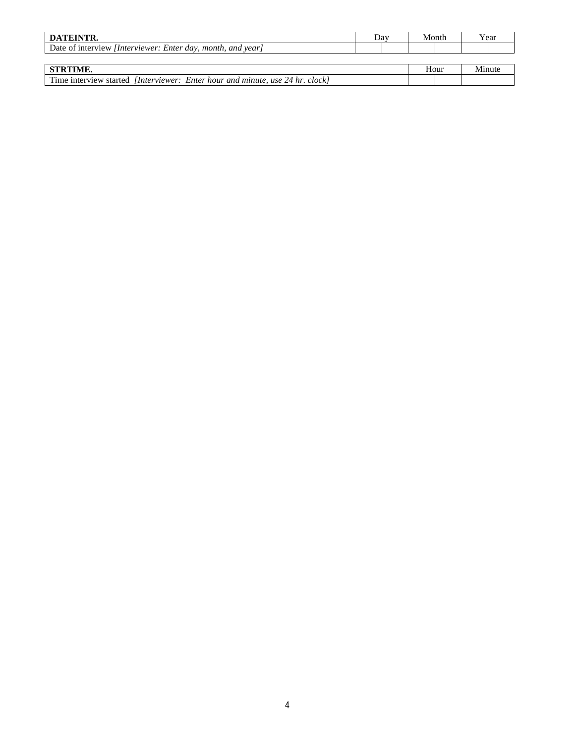| **DATEINTR.** | Day | | Month | | Year | |
|---|---|---|---|---|---|---|
| Date of interview *[Interviewer: Enter day, month, and year]* | | | | | | |

| **STRTIME.** | Hour | | Minute | |
|---|---|---|---|---|
| Time interview started *[Interviewer: Enter hour and minute, use 24 hr. clock]* | | | | |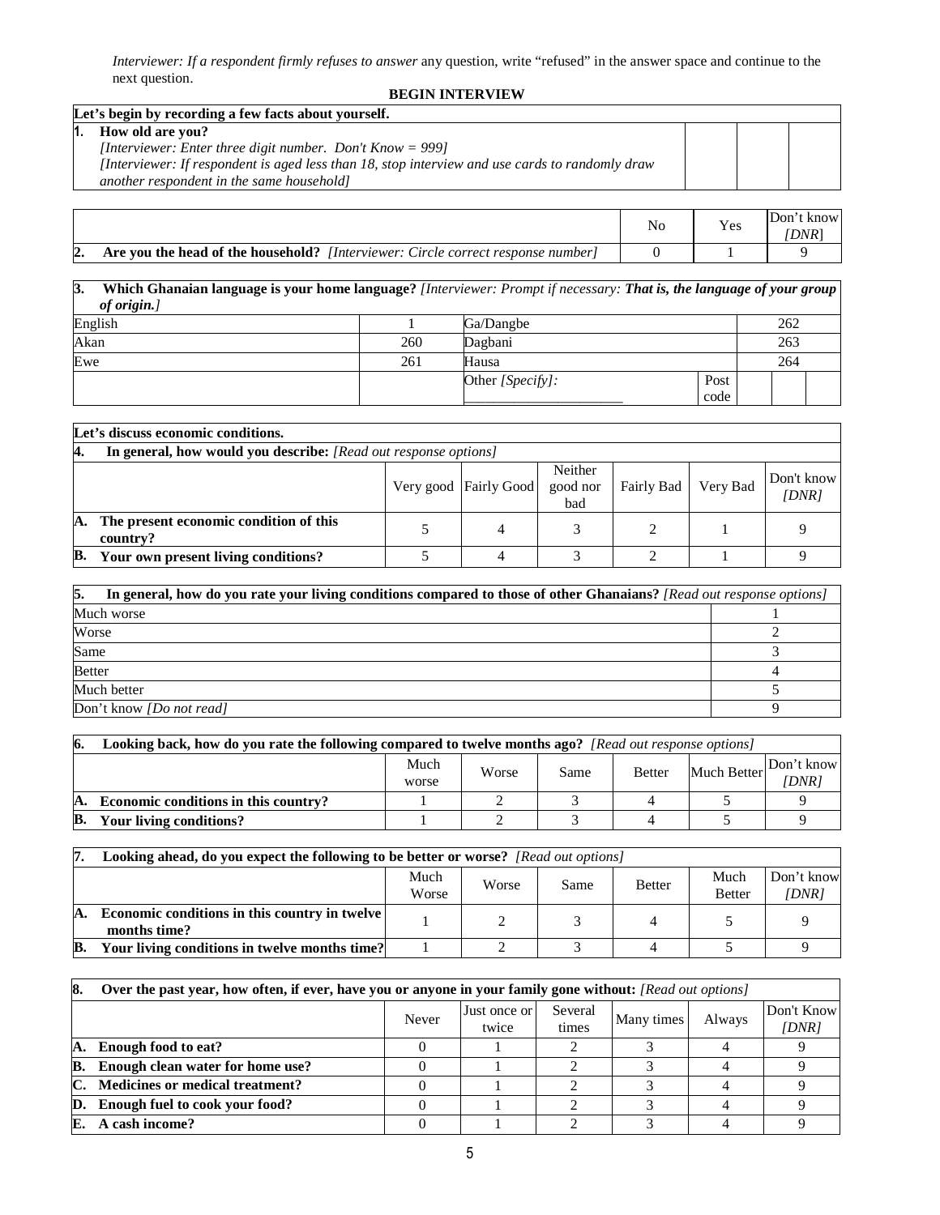*Interviewer: If a respondent firmly refuses to answer* any question, write "refused" in the answer space and continue to the next question.

**BEGIN INTERVIEW**

| **Let's begin by recording a few facts about yourself.** | | | |
|---|---|---|---|
| **1. How old are you?** *[Interviewer: Enter three digit number. Don't Know = 999]* *[Interviewer: If respondent is aged less than 18, stop interview and use cards to randomly draw another respondent in the same household]* | | | |

| | No | Yes | Don't know *[DNR]* |
|---|---|---|---|
| **2. Are you the head of the household?** *[Interviewer: Circle correct response number]* | 0 | 1 | 9 |

| **3. Which Ghanaian language is your home language?** *[Interviewer: Prompt if necessary: **That is, the language of your group of origin.**]* | | | | | | |
|---|---|---|---|---|---|---|
| English | 1 | Ga/Dangbe | | 262 | | |
| Akan | 260 | Dagbani | | 263 | | |
| Ewe | 261 | Hausa | | 264 | | |
| | | Other *[Specify]:* ____________________ | Post code | | | |

| **Let's discuss economic conditions.** | | | | | | |
|---|---|---|---|---|---|---|
| **4. In general, how would you describe:** *[Read out response options]* | | | | | | |
| | Very good | Fairly Good | Neither good nor bad | Fairly Bad | Very Bad | Don't know *[DNR]* |
| **A. The present economic condition of this country?** | 5 | 4 | 3 | 2 | 1 | 9 |
| **B. Your own present living conditions?** | 5 | 4 | 3 | 2 | 1 | 9 |

| **5. In general, how do you rate your living conditions compared to those of other Ghanaians?** *[Read out response options]* | |
|---|---|
| Much worse | 1 |
| Worse | 2 |
| Same | 3 |
| Better | 4 |
| Much better | 5 |
| Don't know *[Do not read]* | 9 |

| **6. Looking back, how do you rate the following compared to twelve months ago?** *[Read out response options]* | | | | | | |
|---|---|---|---|---|---|---|
| | Much worse | Worse | Same | Better | Much Better | Don't know *[DNR]* |
| **A. Economic conditions in this country?** | 1 | 2 | 3 | 4 | 5 | 9 |
| **B. Your living conditions?** | 1 | 2 | 3 | 4 | 5 | 9 |

| **7. Looking ahead, do you expect the following to be better or worse?** *[Read out options]* | | | | | | |
|---|---|---|---|---|---|---|
| | Much Worse | Worse | Same | Better | Much Better | Don't know *[DNR]* |
| **A. Economic conditions in this country in twelve months time?** | 1 | 2 | 3 | 4 | 5 | 9 |
| **B. Your living conditions in twelve months time?** | 1 | 2 | 3 | 4 | 5 | 9 |

| **8. Over the past year, how often, if ever, have you or anyone in your family gone without:** *[Read out options]* | | | | | | |
|---|---|---|---|---|---|---|
| | Never | Just once or twice | Several times | Many times | Always | Don't Know *[DNR]* |
| **A. Enough food to eat?** | 0 | 1 | 2 | 3 | 4 | 9 |
| **B. Enough clean water for home use?** | 0 | 1 | 2 | 3 | 4 | 9 |
| **C. Medicines or medical treatment?** | 0 | 1 | 2 | 3 | 4 | 9 |
| **D. Enough fuel to cook your food?** | 0 | 1 | 2 | 3 | 4 | 9 |
| **E. A cash income?** | 0 | 1 | 2 | 3 | 4 | 9 |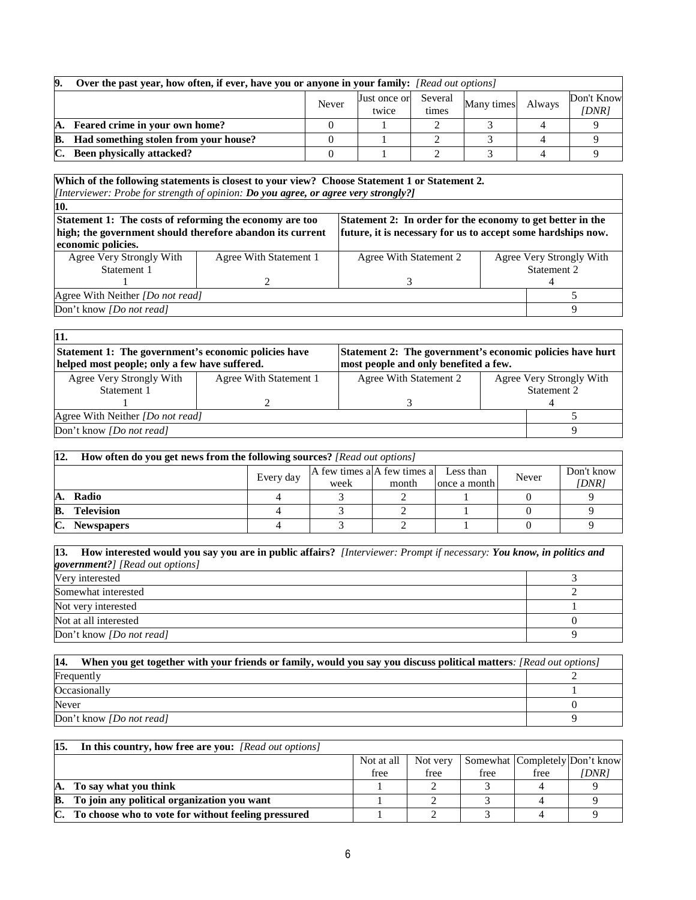| **9. Over the past year, how often, if ever, have you or anyone in your family:** *[Read out options]* | Never | Just once or twice | Several times | Many times | Always | Don't Know *[DNR]* |
|---|---|---|---|---|---|---|
| **A. Feared crime in your own home?** | 0 | 1 | 2 | 3 | 4 | 9 |
| **B. Had something stolen from your house?** | 0 | 1 | 2 | 3 | 4 | 9 |
| **C. Been physically attacked?** | 0 | 1 | 2 | 3 | 4 | 9 |

**Which of the following statements is closest to your view? Choose Statement 1 or Statement 2.**
*[Interviewer: Probe for strength of opinion:* ***Do you agree, or agree very strongly?****]*

**10.**

| **Statement 1: The costs of reforming the economy are too high; the government should therefore abandon its current economic policies.** | | **Statement 2: In order for the economy to get better in the future, it is necessary for us to accept some hardships now.** | |
|---|---|---|---|
| Agree Very Strongly With Statement 1 | Agree With Statement 1 | Agree With Statement 2 | Agree Very Strongly With Statement 2 |
| 1 | 2 | 3 | 4 |
| Agree With Neither *[Do not read]* | | | 5 |
| Don't know *[Do not read]* | | | 9 |

**11.**

| **Statement 1: The government's economic policies have helped most people; only a few have suffered.** | | **Statement 2: The government's economic policies have hurt most people and only benefited a few.** | |
|---|---|---|---|
| Agree Very Strongly With Statement 1 | Agree With Statement 1 | Agree With Statement 2 | Agree Very Strongly With Statement 2 |
| 1 | 2 | 3 | 4 |
| Agree With Neither *[Do not read]* | | | 5 |
| Don't know *[Do not read]* | | | 9 |

| **12. How often do you get news from the following sources?** *[Read out options]* | Every day | A few times a week | A few times a month | Less than once a month | Never | Don't know *[DNR]* |
|---|---|---|---|---|---|---|
| **A. Radio** | 4 | 3 | 2 | 1 | 0 | 9 |
| **B. Television** | 4 | 3 | 2 | 1 | 0 | 9 |
| **C. Newspapers** | 4 | 3 | 2 | 1 | 0 | 9 |

| **13. How interested would you say you are in public affairs?** *[Interviewer: Prompt if necessary:* ***You know, in politics and government?****] [Read out options]* | |
|---|---|
| Very interested | 3 |
| Somewhat interested | 2 |
| Not very interested | 1 |
| Not at all interested | 0 |
| Don't know *[Do not read]* | 9 |

| **14. When you get together with your friends or family, would you say you discuss political matters***: [Read out options]* | |
|---|---|
| Frequently | 2 |
| Occasionally | 1 |
| Never | 0 |
| Don't know *[Do not read]* | 9 |

| **15. In this country, how free are you:** *[Read out options]* | Not at all free | Not very free | Somewhat free | Completely free | Don't know *[DNR]* |
|---|---|---|---|---|---|
| **A. To say what you think** | 1 | 2 | 3 | 4 | 9 |
| **B. To join any political organization you want** | 1 | 2 | 3 | 4 | 9 |
| **C. To choose who to vote for without feeling pressured** | 1 | 2 | 3 | 4 | 9 |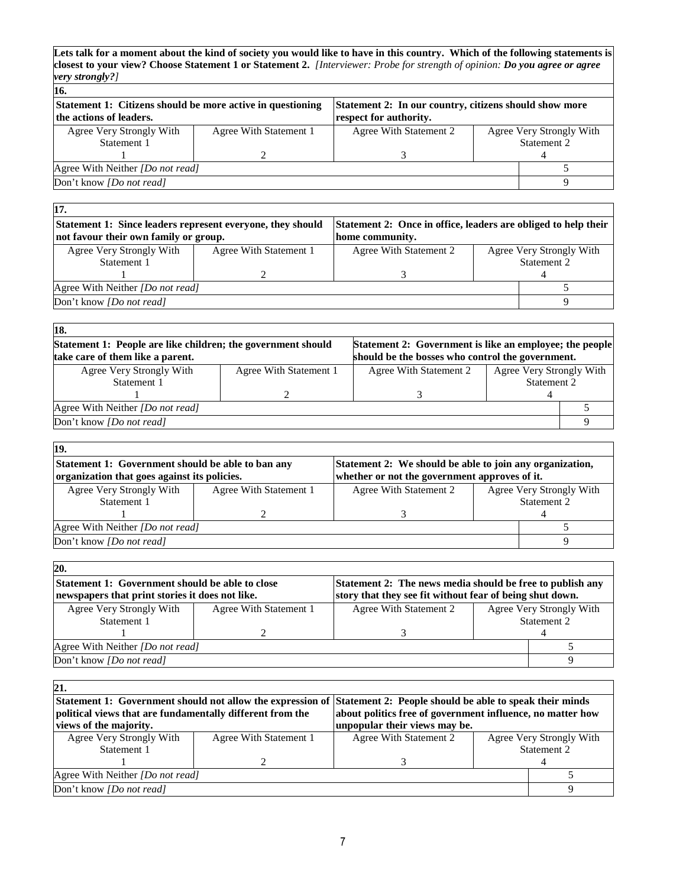**Lets talk for a moment about the kind of society you would like to have in this country. Which of the following statements is closest to your view? Choose Statement 1 or Statement 2.** *[Interviewer: Probe for strength of opinion: **Do you agree or agree very strongly?**]*

**16.**

| **Statement 1: Citizens should be more active in questioning the actions of leaders.** | | **Statement 2: In our country, citizens should show more respect for authority.** | |
|---|---|---|---|
| Agree Very Strongly With Statement 1 | Agree With Statement 1 | Agree With Statement 2 | Agree Very Strongly With Statement 2 |
| 1 | 2 | 3 | 4 |
| Agree With Neither *[Do not read]* | | | 5 |
| Don't know *[Do not read]* | | | 9 |

**17.**

| **Statement 1: Since leaders represent everyone, they should not favour their own family or group.** | | **Statement 2: Once in office, leaders are obliged to help their home community.** | |
|---|---|---|---|
| Agree Very Strongly With Statement 1 | Agree With Statement 1 | Agree With Statement 2 | Agree Very Strongly With Statement 2 |
| 1 | 2 | 3 | 4 |
| Agree With Neither *[Do not read]* | | | 5 |
| Don't know *[Do not read]* | | | 9 |

**18.**

| **Statement 1: People are like children; the government should take care of them like a parent.** | | **Statement 2: Government is like an employee; the people should be the bosses who control the government.** | |
|---|---|---|---|
| Agree Very Strongly With Statement 1 | Agree With Statement 1 | Agree With Statement 2 | Agree Very Strongly With Statement 2 |
| 1 | 2 | 3 | 4 |
| Agree With Neither *[Do not read]* | | | 5 |
| Don't know *[Do not read]* | | | 9 |

**19.**

| **Statement 1: Government should be able to ban any organization that goes against its policies.** | | **Statement 2: We should be able to join any organization, whether or not the government approves of it.** | |
|---|---|---|---|
| Agree Very Strongly With Statement 1 | Agree With Statement 1 | Agree With Statement 2 | Agree Very Strongly With Statement 2 |
| 1 | 2 | 3 | 4 |
| Agree With Neither *[Do not read]* | | | 5 |
| Don't know *[Do not read]* | | | 9 |

**20.**

| **Statement 1: Government should be able to close newspapers that print stories it does not like.** | | **Statement 2: The news media should be free to publish any story that they see fit without fear of being shut down.** | |
|---|---|---|---|
| Agree Very Strongly With Statement 1 | Agree With Statement 1 | Agree With Statement 2 | Agree Very Strongly With Statement 2 |
| 1 | 2 | 3 | 4 |
| Agree With Neither *[Do not read]* | | | 5 |
| Don't know *[Do not read]* | | | 9 |

**21.**

| **Statement 1: Government should not allow the expression of political views that are fundamentally different from the views of the majority.** | | **Statement 2: People should be able to speak their minds about politics free of government influence, no matter how unpopular their views may be.** | |
|---|---|---|---|
| Agree Very Strongly With Statement 1 | Agree With Statement 1 | Agree With Statement 2 | Agree Very Strongly With Statement 2 |
| 1 | 2 | 3 | 4 |
| Agree With Neither *[Do not read]* | | | 5 |
| Don't know *[Do not read]* | | | 9 |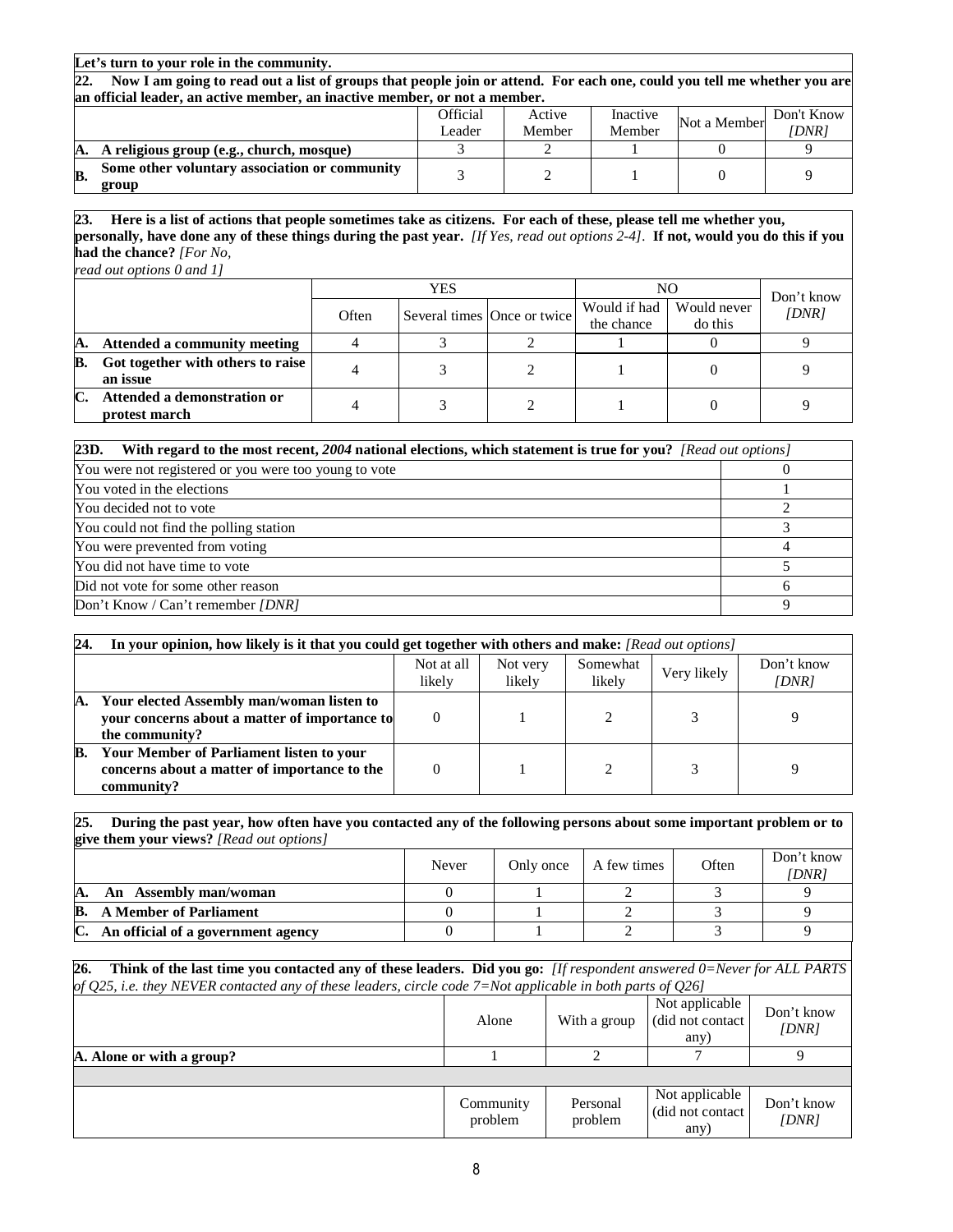**Let's turn to your role in the community.**

**22. Now I am going to read out a list of groups that people join or attend. For each one, could you tell me whether you are an official leader, an active member, an inactive member, or not a member.**

| | Official Leader | Active Member | Inactive Member | Not a Member | Don't Know *[DNR]* |
|---|---|---|---|---|---|
| **A. A religious group (e.g., church, mosque)** | 3 | 2 | 1 | 0 | 9 |
| **B. Some other voluntary association or community group** | 3 | 2 | 1 | 0 | 9 |

**23. Here is a list of actions that people sometimes take as citizens. For each of these, please tell me whether you, personally, have done any of these things during the past year.** *[If Yes, read out options 2-4]*. **If not, would you do this if you had the chance?** *[For No, read out options 0 and 1]*

| | YES | | | NO | | Don't know *[DNR]* |
|---|---|---|---|---|---|---|
| | Often | Several times | Once or twice | Would if had the chance | Would never do this | |
| **A. Attended a community meeting** | 4 | 3 | 2 | 1 | 0 | 9 |
| **B. Got together with others to raise an issue** | 4 | 3 | 2 | 1 | 0 | 9 |
| **C. Attended a demonstration or protest march** | 4 | 3 | 2 | 1 | 0 | 9 |

**23D. With regard to the most recent, *2004* national elections, which statement is true for you?** *[Read out options]*

| | |
|---|---|
| You were not registered or you were too young to vote | 0 |
| You voted in the elections | 1 |
| You decided not to vote | 2 |
| You could not find the polling station | 3 |
| You were prevented from voting | 4 |
| You did not have time to vote | 5 |
| Did not vote for some other reason | 6 |
| Don't Know / Can't remember *[DNR]* | 9 |

**24. In your opinion, how likely is it that you could get together with others and make:** *[Read out options]*

| | Not at all likely | Not very likely | Somewhat likely | Very likely | Don't know *[DNR]* |
|---|---|---|---|---|---|
| **A. Your elected Assembly man/woman listen to your concerns about a matter of importance to the community?** | 0 | 1 | 2 | 3 | 9 |
| **B. Your Member of Parliament listen to your concerns about a matter of importance to the community?** | 0 | 1 | 2 | 3 | 9 |

**25. During the past year, how often have you contacted any of the following persons about some important problem or to give them your views?** *[Read out options]*

| | Never | Only once | A few times | Often | Don't know *[DNR]* |
|---|---|---|---|---|---|
| **A. An Assembly man/woman** | 0 | 1 | 2 | 3 | 9 |
| **B. A Member of Parliament** | 0 | 1 | 2 | 3 | 9 |
| **C. An official of a government agency** | 0 | 1 | 2 | 3 | 9 |

**26. Think of the last time you contacted any of these leaders. Did you go:** *[If respondent answered 0=Never for ALL PARTS of Q25, i.e. they NEVER contacted any of these leaders, circle code 7=Not applicable in both parts of Q26]*

| | Alone | With a group | Not applicable (did not contact any) | Don't know *[DNR]* |
|---|---|---|---|---|
| **A. Alone or with a group?** | 1 | 2 | 7 | 9 |
| | | | | |
| | Community problem | Personal problem | Not applicable (did not contact any) | Don't know *[DNR]* |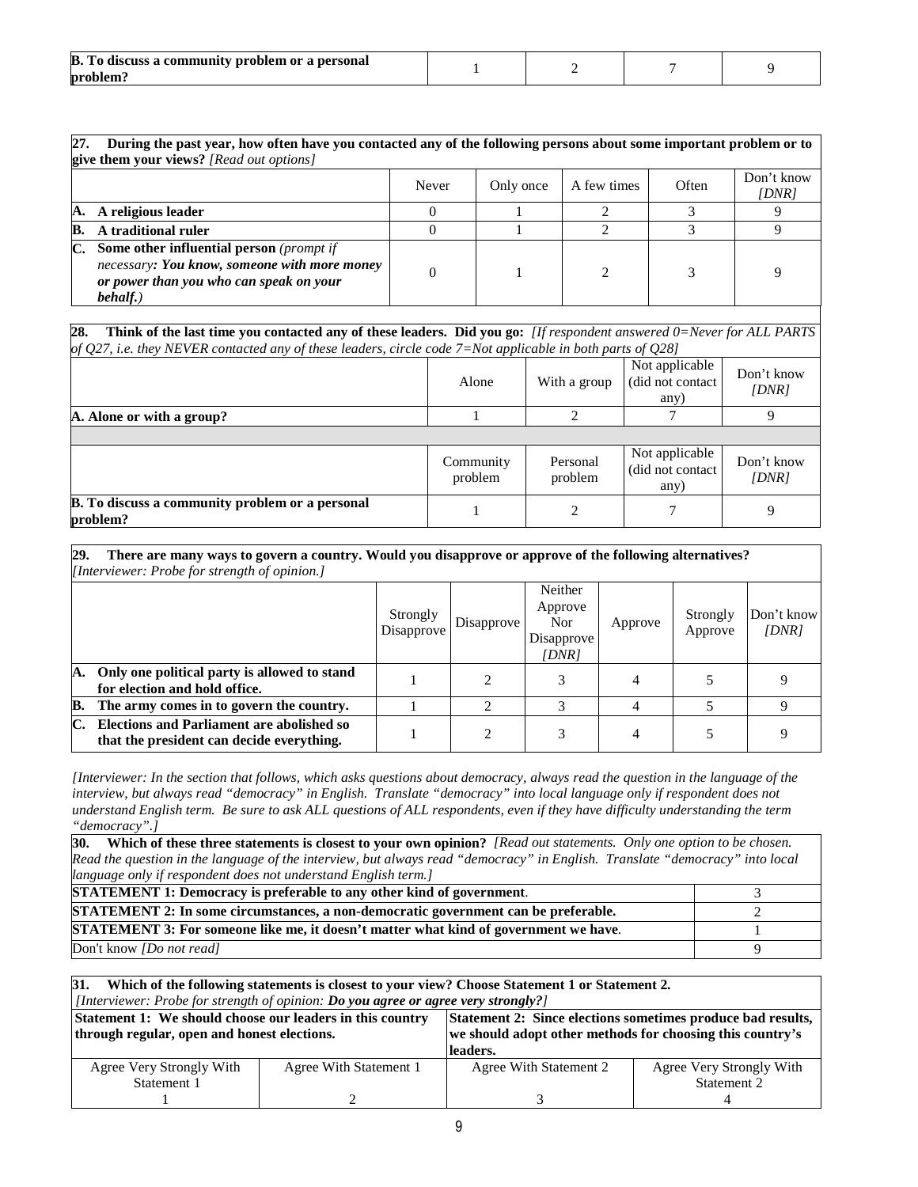| B. To discuss a community problem or a personal problem? | 1 | 2 | 7 | 9 |
|---|---|---|---|---|

| **27. During the past year, how often have you contacted any of the following persons about some important problem or to give them your views?** *[Read out options]* | Never | Only once | A few times | Often | Don't know *[DNR]* |
|---|---|---|---|---|---|
| **A. A religious leader** | 0 | 1 | 2 | 3 | 9 |
| **B. A traditional ruler** | 0 | 1 | 2 | 3 | 9 |
| **C. Some other influential person** *(prompt if necessary**: You know, someone with more money or power than you who can speak on your behalf.**)* | 0 | 1 | 2 | 3 | 9 |

**28. Think of the last time you contacted any of these leaders. Did you go:** *[If respondent answered 0=Never for ALL PARTS of Q27, i.e. they NEVER contacted any of these leaders, circle code 7=Not applicable in both parts of Q28]*

| | Alone | With a group | Not applicable (did not contact any) | Don't know *[DNR]* |
|---|---|---|---|---|
| **A. Alone or with a group?** | 1 | 2 | 7 | 9 |
| | Community problem | Personal problem | Not applicable (did not contact any) | Don't know *[DNR]* |
| **B. To discuss a community problem or a personal problem?** | 1 | 2 | 7 | 9 |

**29. There are many ways to govern a country. Would you disapprove or approve of the following alternatives?** *[Interviewer: Probe for strength of opinion.]*

| | Strongly Disapprove | Disapprove | Neither Approve Nor Disapprove *[DNR]* | Approve | Strongly Approve | Don't know *[DNR]* |
|---|---|---|---|---|---|---|
| **A. Only one political party is allowed to stand for election and hold office.** | 1 | 2 | 3 | 4 | 5 | 9 |
| **B. The army comes in to govern the country.** | 1 | 2 | 3 | 4 | 5 | 9 |
| **C. Elections and Parliament are abolished so that the president can decide everything.** | 1 | 2 | 3 | 4 | 5 | 9 |

*[Interviewer: In the section that follows, which asks questions about democracy, always read the question in the language of the interview, but always read "democracy" in English. Translate "democracy" into local language only if respondent does not understand English term. Be sure to ask ALL questions of ALL respondents, even if they have difficulty understanding the term "democracy".]*

**30. Which of these three statements is closest to your own opinion?** *[Read out statements. Only one option to be chosen. Read the question in the language of the interview, but always read "democracy" in English. Translate "democracy" into local language only if respondent does not understand English term.]*

| | |
|---|---|
| **STATEMENT 1: Democracy is preferable to any other kind of government**. | 3 |
| **STATEMENT 2: In some circumstances, a non-democratic government can be preferable.** | 2 |
| **STATEMENT 3: For someone like me, it doesn't matter what kind of government we have**. | 1 |
| Don't know *[Do not read]* | 9 |

**31. Which of the following statements is closest to your view? Choose Statement 1 or Statement 2.**
*[Interviewer: Probe for strength of opinion:* ***Do you agree or agree very strongly?****]*

| **Statement 1: We should choose our leaders in this country through regular, open and honest elections.** | | **Statement 2: Since elections sometimes produce bad results, we should adopt other methods for choosing this country's leaders.** | |
|---|---|---|---|
| Agree Very Strongly With Statement 1 | Agree With Statement 1 | Agree With Statement 2 | Agree Very Strongly With Statement 2 |
| 1 | 2 | 3 | 4 |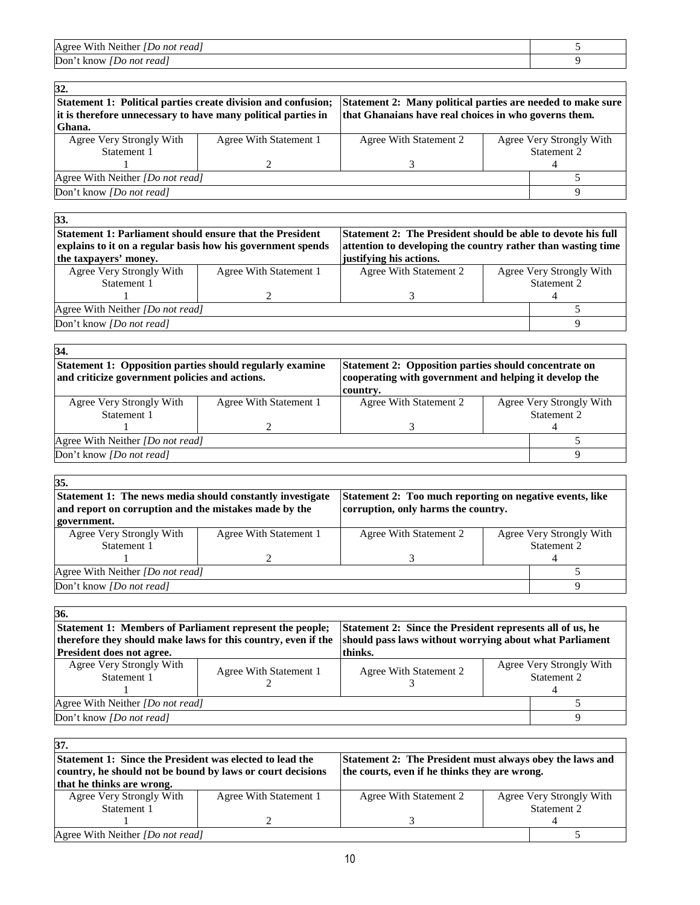| Agree With Neither *[Do not read]* | 5 |
|---|---|
| Don't know *[Do not read]* | 9 |

| **32.** | | | |
|---|---|---|---|
| **Statement 1: Political parties create division and confusion; it is therefore unnecessary to have many political parties in Ghana.** | | **Statement 2: Many political parties are needed to make sure that Ghanaians have real choices in who governs them.** | |
| Agree Very Strongly With Statement 1<br>1 | Agree With Statement 1<br>2 | Agree With Statement 2<br>3 | Agree Very Strongly With Statement 2<br>4 |
| Agree With Neither *[Do not read]* | | | 5 |
| Don't know *[Do not read]* | | | 9 |

| **33.** | | | |
|---|---|---|---|
| **Statement 1: Parliament should ensure that the President explains to it on a regular basis how his government spends the taxpayers' money.** | | **Statement 2: The President should be able to devote his full attention to developing the country rather than wasting time justifying his actions.** | |
| Agree Very Strongly With Statement 1<br>1 | Agree With Statement 1<br>2 | Agree With Statement 2<br>3 | Agree Very Strongly With Statement 2<br>4 |
| Agree With Neither *[Do not read]* | | | 5 |
| Don't know *[Do not read]* | | | 9 |

| **34.** | | | |
|---|---|---|---|
| **Statement 1: Opposition parties should regularly examine and criticize government policies and actions.** | | **Statement 2: Opposition parties should concentrate on cooperating with government and helping it develop the country.** | |
| Agree Very Strongly With Statement 1<br>1 | Agree With Statement 1<br>2 | Agree With Statement 2<br>3 | Agree Very Strongly With Statement 2<br>4 |
| Agree With Neither *[Do not read]* | | | 5 |
| Don't know *[Do not read]* | | | 9 |

| **35.** | | | |
|---|---|---|---|
| **Statement 1: The news media should constantly investigate and report on corruption and the mistakes made by the government.** | | **Statement 2: Too much reporting on negative events, like corruption, only harms the country.** | |
| Agree Very Strongly With Statement 1<br>1 | Agree With Statement 1<br>2 | Agree With Statement 2<br>3 | Agree Very Strongly With Statement 2<br>4 |
| Agree With Neither *[Do not read]* | | | 5 |
| Don't know *[Do not read]* | | | 9 |

| **36.** | | | |
|---|---|---|---|
| **Statement 1: Members of Parliament represent the people; therefore they should make laws for this country, even if the President does not agree.** | | **Statement 2: Since the President represents all of us, he should pass laws without worrying about what Parliament thinks.** | |
| Agree Very Strongly With Statement 1<br>1 | Agree With Statement 1<br>2 | Agree With Statement 2<br>3 | Agree Very Strongly With Statement 2<br>4 |
| Agree With Neither *[Do not read]* | | | 5 |
| Don't know *[Do not read]* | | | 9 |

| **37.** | | | |
|---|---|---|---|
| **Statement 1: Since the President was elected to lead the country, he should not be bound by laws or court decisions that he thinks are wrong.** | | **Statement 2: The President must always obey the laws and the courts, even if he thinks they are wrong.** | |
| Agree Very Strongly With Statement 1<br>1 | Agree With Statement 1<br>2 | Agree With Statement 2<br>3 | Agree Very Strongly With Statement 2<br>4 |
| Agree With Neither *[Do not read]* | | | 5 |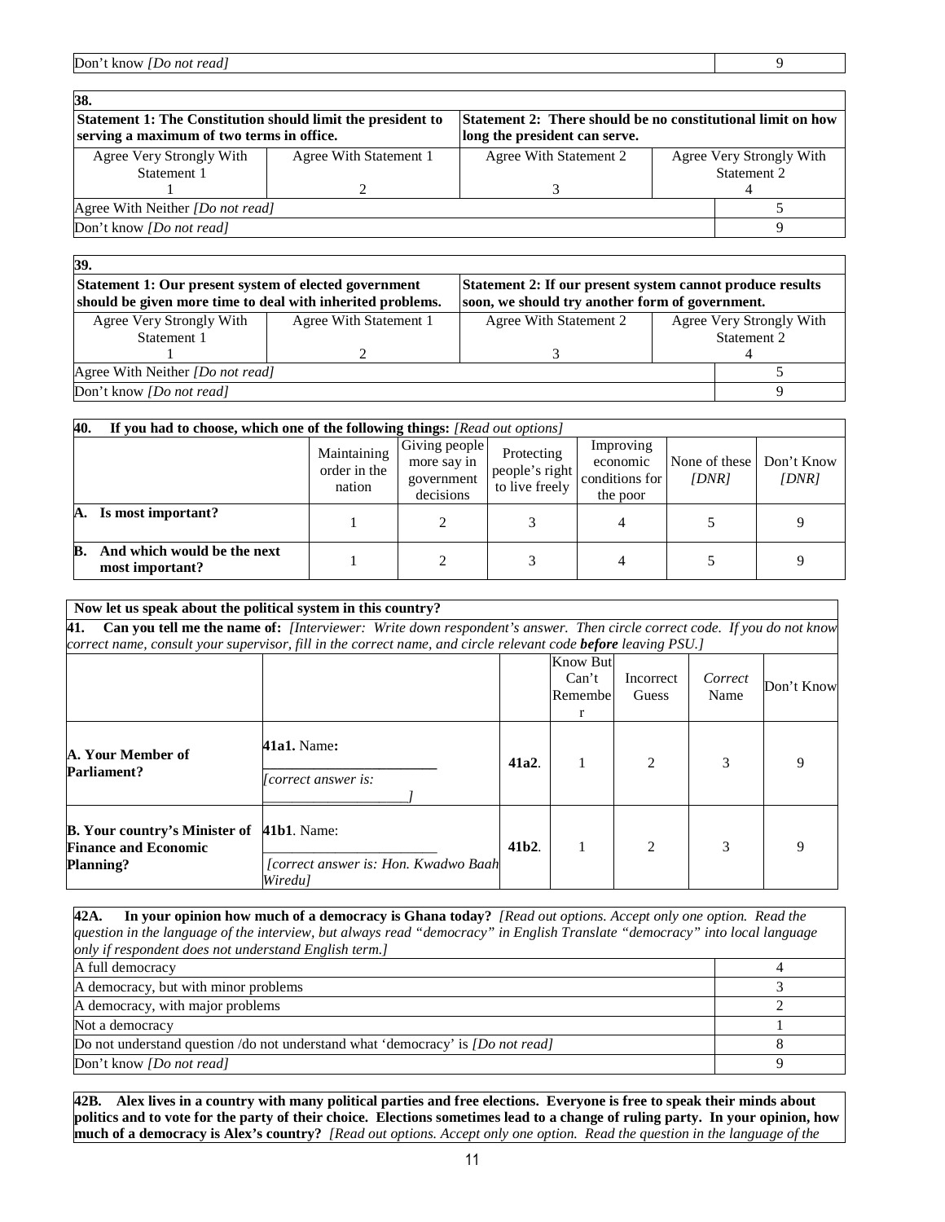| Don't know *[Do not read]* | 9 |
|---|---|

| **38.** | | | |
|---|---|---|---|
| **Statement 1: The Constitution should limit the president to serving a maximum of two terms in office.** | | **Statement 2: There should be no constitutional limit on how long the president can serve.** | |
| Agree Very Strongly With Statement 1<br>1 | Agree With Statement 1<br>2 | Agree With Statement 2<br>3 | Agree Very Strongly With Statement 2<br>4 |
| Agree With Neither *[Do not read]* | | | 5 |
| Don't know *[Do not read]* | | | 9 |

| **39.** | | | |
|---|---|---|---|
| **Statement 1: Our present system of elected government should be given more time to deal with inherited problems.** | | **Statement 2: If our present system cannot produce results soon, we should try another form of government.** | |
| Agree Very Strongly With Statement 1<br>1 | Agree With Statement 1<br>2 | Agree With Statement 2<br>3 | Agree Very Strongly With Statement 2<br>4 |
| Agree With Neither *[Do not read]* | | | 5 |
| Don't know *[Do not read]* | | | 9 |

| **40. If you had to choose, which one of the following things:** *[Read out options]* | Maintaining order in the nation | Giving people more say in government decisions | Protecting people's right to live freely | Improving economic conditions for the poor | None of these *[DNR]* | Don't Know *[DNR]* |
|---|---|---|---|---|---|---|
| **A. Is most important?** | 1 | 2 | 3 | 4 | 5 | 9 |
| **B. And which would be the next most important?** | 1 | 2 | 3 | 4 | 5 | 9 |

**Now let us speak about the political system in this country?**

**41. Can you tell me the name of:** *[Interviewer: Write down respondent's answer. Then circle correct code. If you do not know correct name, consult your supervisor, fill in the correct name, and circle relevant code **before** leaving PSU.]*

| | | | Know But Can't Remember | Incorrect Guess | *Correct* Name | Don't Know |
|---|---|---|---|---|---|---|
| **A. Your Member of Parliament?** | **41a1.** Name: ________________ *[correct answer is: ________________]* | **41a2.** | 1 | 2 | 3 | 9 |
| **B. Your country's Minister of Finance and Economic Planning?** | **41b1**. Name: ________________ *[correct answer is: Hon. Kwadwo Baah Wiredu]* | **41b2.** | 1 | 2 | 3 | 9 |

| **42A. In your opinion how much of a democracy is Ghana today?** *[Read out options. Accept only one option. Read the question in the language of the interview, but always read "democracy" in English Translate "democracy" into local language only if respondent does not understand English term.]* | |
|---|---|
| A full democracy | 4 |
| A democracy, but with minor problems | 3 |
| A democracy, with major problems | 2 |
| Not a democracy | 1 |
| Do not understand question /do not understand what 'democracy' is *[Do not read]* | 8 |
| Don't know *[Do not read]* | 9 |

**42B. Alex lives in a country with many political parties and free elections. Everyone is free to speak their minds about politics and to vote for the party of their choice. Elections sometimes lead to a change of ruling party. In your opinion, how much of a democracy is Alex's country?** *[Read out options. Accept only one option. Read the question in the language of the*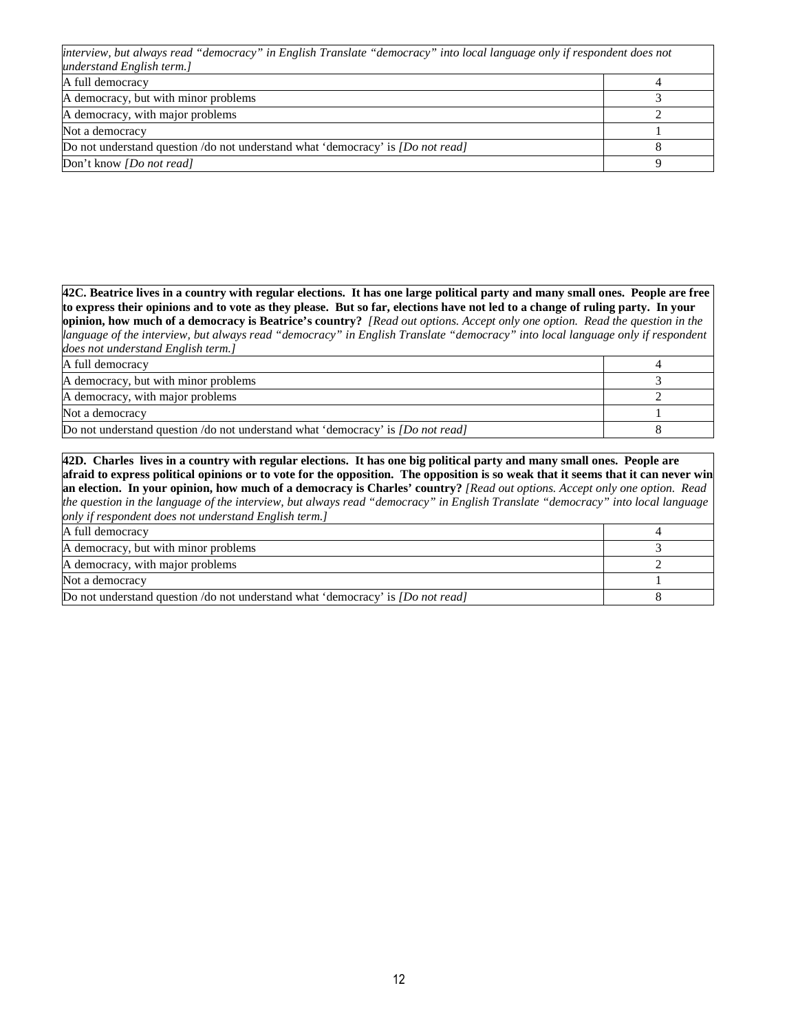| *interview, but always read "democracy" in English Translate "democracy" into local language only if respondent does not understand English term.]* | |
|---|---|
| A full democracy | 4 |
| A democracy, but with minor problems | 3 |
| A democracy, with major problems | 2 |
| Not a democracy | 1 |
| Do not understand question /do not understand what 'democracy' is *[Do not read]* | 8 |
| Don't know *[Do not read]* | 9 |

| **42C. Beatrice lives in a country with regular elections. It has one large political party and many small ones. People are free to express their opinions and to vote as they please. But so far, elections have not led to a change of ruling party. In your opinion, how much of a democracy is Beatrice's country?** *[Read out options. Accept only one option. Read the question in the language of the interview, but always read "democracy" in English Translate "democracy" into local language only if respondent does not understand English term.]* | |
|---|---|
| A full democracy | 4 |
| A democracy, but with minor problems | 3 |
| A democracy, with major problems | 2 |
| Not a democracy | 1 |
| Do not understand question /do not understand what 'democracy' is *[Do not read]* | 8 |

| **42D. Charles lives in a country with regular elections. It has one big political party and many small ones. People are afraid to express political opinions or to vote for the opposition. The opposition is so weak that it seems that it can never win an election. In your opinion, how much of a democracy is Charles' country?** *[Read out options. Accept only one option. Read the question in the language of the interview, but always read "democracy" in English Translate "democracy" into local language only if respondent does not understand English term.]* | |
|---|---|
| A full democracy | 4 |
| A democracy, but with minor problems | 3 |
| A democracy, with major problems | 2 |
| Not a democracy | 1 |
| Do not understand question /do not understand what 'democracy' is *[Do not read]* | 8 |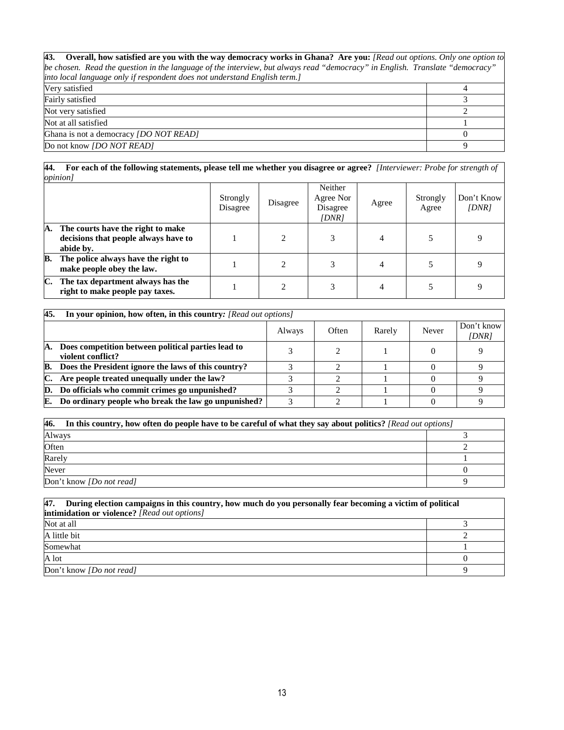| **43. Overall, how satisfied are you with the way democracy works in Ghana? Are you:** *[Read out options. Only one option to be chosen. Read the question in the language of the interview, but always read "democracy" in English. Translate "democracy" into local language only if respondent does not understand English term.]* | |
|---|---|
| Very satisfied | 4 |
| Fairly satisfied | 3 |
| Not very satisfied | 2 |
| Not at all satisfied | 1 |
| Ghana is not a democracy *[DO NOT READ]* | 0 |
| Do not know *[DO NOT READ]* | 9 |

**44. For each of the following statements, please tell me whether you disagree or agree?** *[Interviewer: Probe for strength of opinion]*

| | Strongly Disagree | Disagree | Neither Agree Nor Disagree *[DNR]* | Agree | Strongly Agree | Don't Know *[DNR]* |
|---|---|---|---|---|---|---|
| **A. The courts have the right to make decisions that people always have to abide by.** | 1 | 2 | 3 | 4 | 5 | 9 |
| **B. The police always have the right to make people obey the law.** | 1 | 2 | 3 | 4 | 5 | 9 |
| **C. The tax department always has the right to make people pay taxes.** | 1 | 2 | 3 | 4 | 5 | 9 |

**45. In your opinion, how often, in this country:** *[Read out options]*

| | Always | Often | Rarely | Never | Don't know *[DNR]* |
|---|---|---|---|---|---|
| **A. Does competition between political parties lead to violent conflict?** | 3 | 2 | 1 | 0 | 9 |
| **B. Does the President ignore the laws of this country?** | 3 | 2 | 1 | 0 | 9 |
| **C. Are people treated unequally under the law?** | 3 | 2 | 1 | 0 | 9 |
| **D. Do officials who commit crimes go unpunished?** | 3 | 2 | 1 | 0 | 9 |
| **E. Do ordinary people who break the law go unpunished?** | 3 | 2 | 1 | 0 | 9 |

| **46. In this country, how often do people have to be careful of what they say about politics?** *[Read out options]* | |
|---|---|
| Always | 3 |
| Often | 2 |
| Rarely | 1 |
| Never | 0 |
| Don't know *[Do not read]* | 9 |

| **47. During election campaigns in this country, how much do you personally fear becoming a victim of political intimidation or violence?** *[Read out options]* | |
|---|---|
| Not at all | 3 |
| A little bit | 2 |
| Somewhat | 1 |
| A lot | 0 |
| Don't know *[Do not read]* | 9 |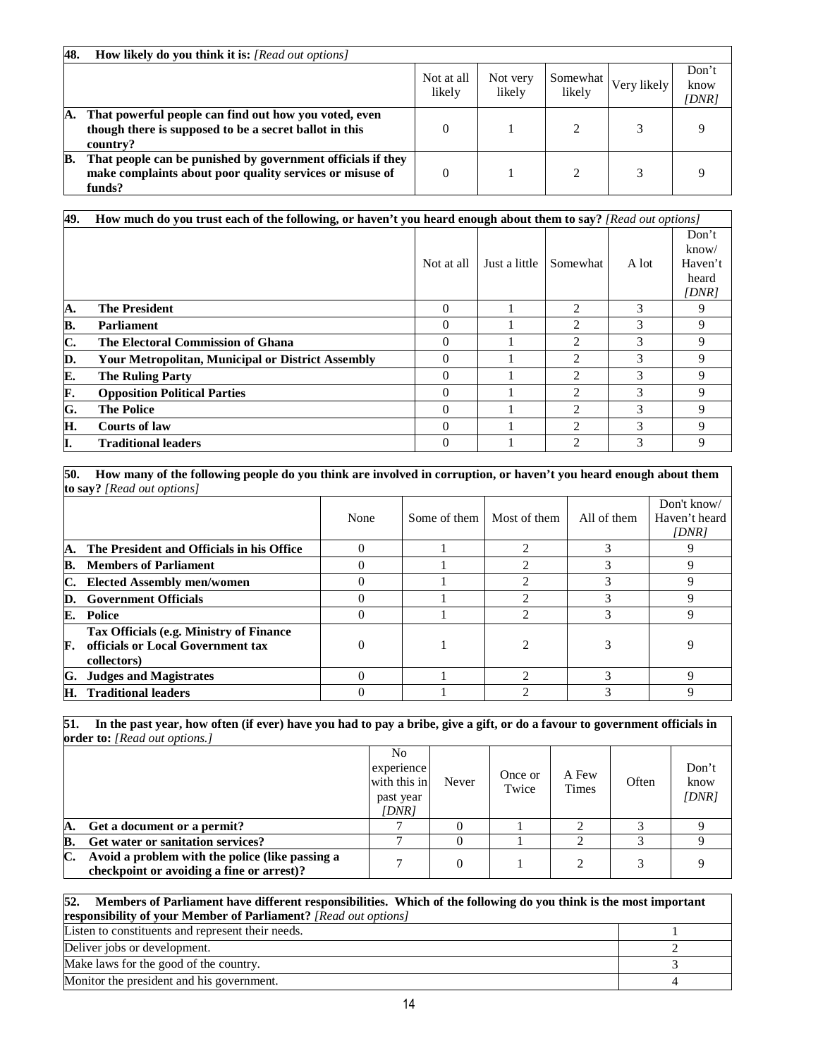| 48. How likely do you think it is: *[Read out options]* | Not at all likely | Not very likely | Somewhat likely | Very likely | Don't know *[DNR]* |
|---|---|---|---|---|---|
| **A. That powerful people can find out how you voted, even though there is supposed to be a secret ballot in this country?** | 0 | 1 | 2 | 3 | 9 |
| **B. That people can be punished by government officials if they make complaints about poor quality services or misuse of funds?** | 0 | 1 | 2 | 3 | 9 |

| 49. How much do you trust each of the following, or haven't you heard enough about them to say? *[Read out options]* | Not at all | Just a little | Somewhat | A lot | Don't know/ Haven't heard *[DNR]* |
|---|---|---|---|---|---|
| **A. The President** | 0 | 1 | 2 | 3 | 9 |
| **B. Parliament** | 0 | 1 | 2 | 3 | 9 |
| **C. The Electoral Commission of Ghana** | 0 | 1 | 2 | 3 | 9 |
| **D. Your Metropolitan, Municipal or District Assembly** | 0 | 1 | 2 | 3 | 9 |
| **E. The Ruling Party** | 0 | 1 | 2 | 3 | 9 |
| **F. Opposition Political Parties** | 0 | 1 | 2 | 3 | 9 |
| **G. The Police** | 0 | 1 | 2 | 3 | 9 |
| **H. Courts of law** | 0 | 1 | 2 | 3 | 9 |
| **I. Traditional leaders** | 0 | 1 | 2 | 3 | 9 |

| 50. How many of the following people do you think are involved in corruption, or haven't you heard enough about them to say? *[Read out options]* | None | Some of them | Most of them | All of them | Don't know/ Haven't heard *[DNR]* |
|---|---|---|---|---|---|
| **A. The President and Officials in his Office** | 0 | 1 | 2 | 3 | 9 |
| **B. Members of Parliament** | 0 | 1 | 2 | 3 | 9 |
| **C. Elected Assembly men/women** | 0 | 1 | 2 | 3 | 9 |
| **D. Government Officials** | 0 | 1 | 2 | 3 | 9 |
| **E. Police** | 0 | 1 | 2 | 3 | 9 |
| **F. Tax Officials (e.g. Ministry of Finance officials or Local Government tax collectors)** | 0 | 1 | 2 | 3 | 9 |
| **G. Judges and Magistrates** | 0 | 1 | 2 | 3 | 9 |
| **H. Traditional leaders** | 0 | 1 | 2 | 3 | 9 |

| 51. In the past year, how often (if ever) have you had to pay a bribe, give a gift, or do a favour to government officials in order to: *[Read out options.]* | No experience with this in past year *[DNR]* | Never | Once or Twice | A Few Times | Often | Don't know *[DNR]* |
|---|---|---|---|---|---|---|
| **A. Get a document or a permit?** | 7 | 0 | 1 | 2 | 3 | 9 |
| **B. Get water or sanitation services?** | 7 | 0 | 1 | 2 | 3 | 9 |
| **C. Avoid a problem with the police (like passing a checkpoint or avoiding a fine or arrest)?** | 7 | 0 | 1 | 2 | 3 | 9 |

| 52. Members of Parliament have different responsibilities. Which of the following do you think is the most important responsibility of your Member of Parliament? *[Read out options]* | |
|---|---|
| Listen to constituents and represent their needs. | 1 |
| Deliver jobs or development. | 2 |
| Make laws for the good of the country. | 3 |
| Monitor the president and his government. | 4 |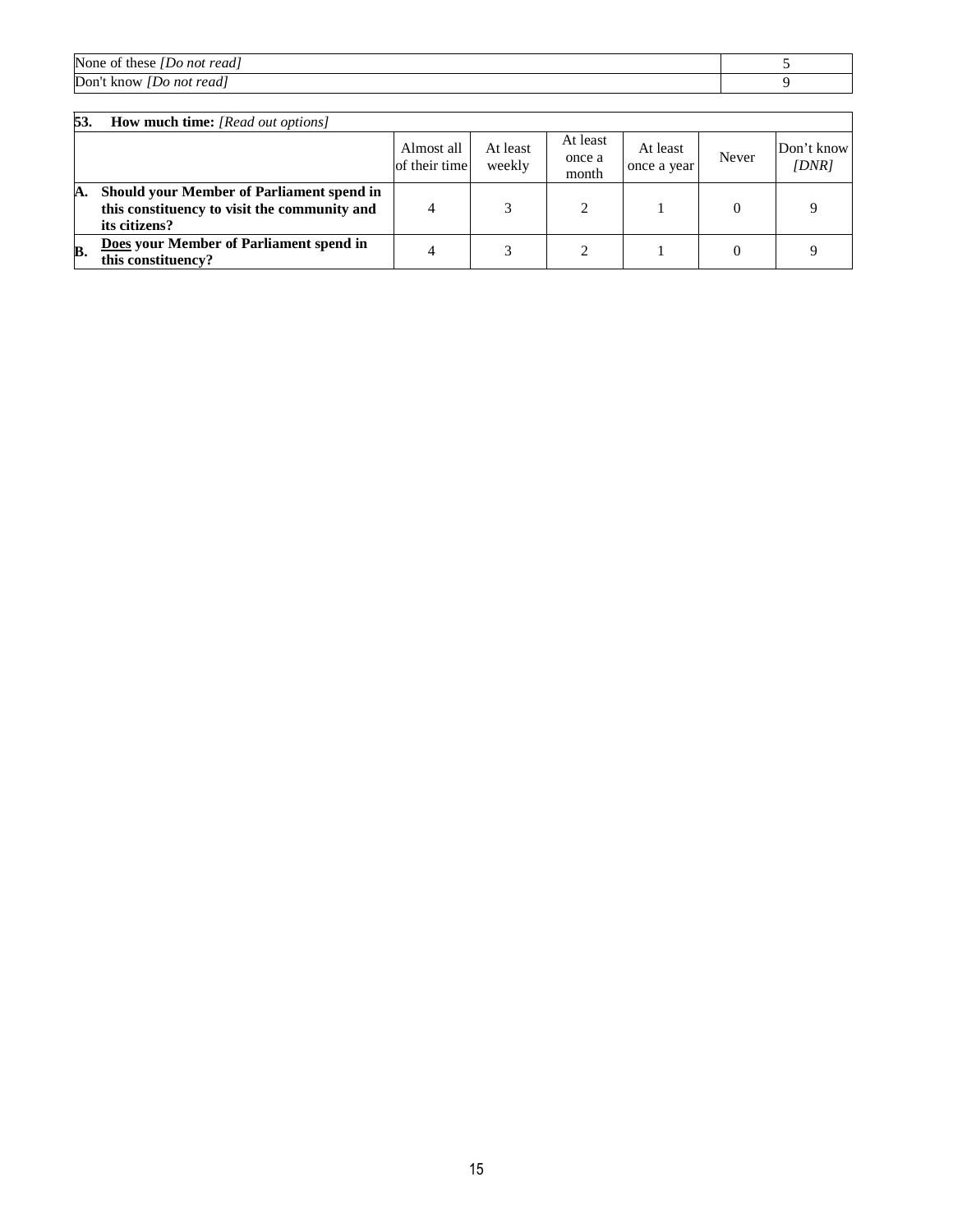| None of these *[Do not read]* | 5 |
|---|---|
| Don't know *[Do not read]* | 9 |

| 53. **How much time:** *[Read out options]* | Almost all of their time | At least weekly | At least once a month | At least once a year | Never | Don't know *[DNR]* |
|---|---|---|---|---|---|---|
| **A. Should your Member of Parliament spend in this constituency to visit the community and its citizens?** | 4 | 3 | 2 | 1 | 0 | 9 |
| **B. Does your Member of Parliament spend in this constituency?** | 4 | 3 | 2 | 1 | 0 | 9 |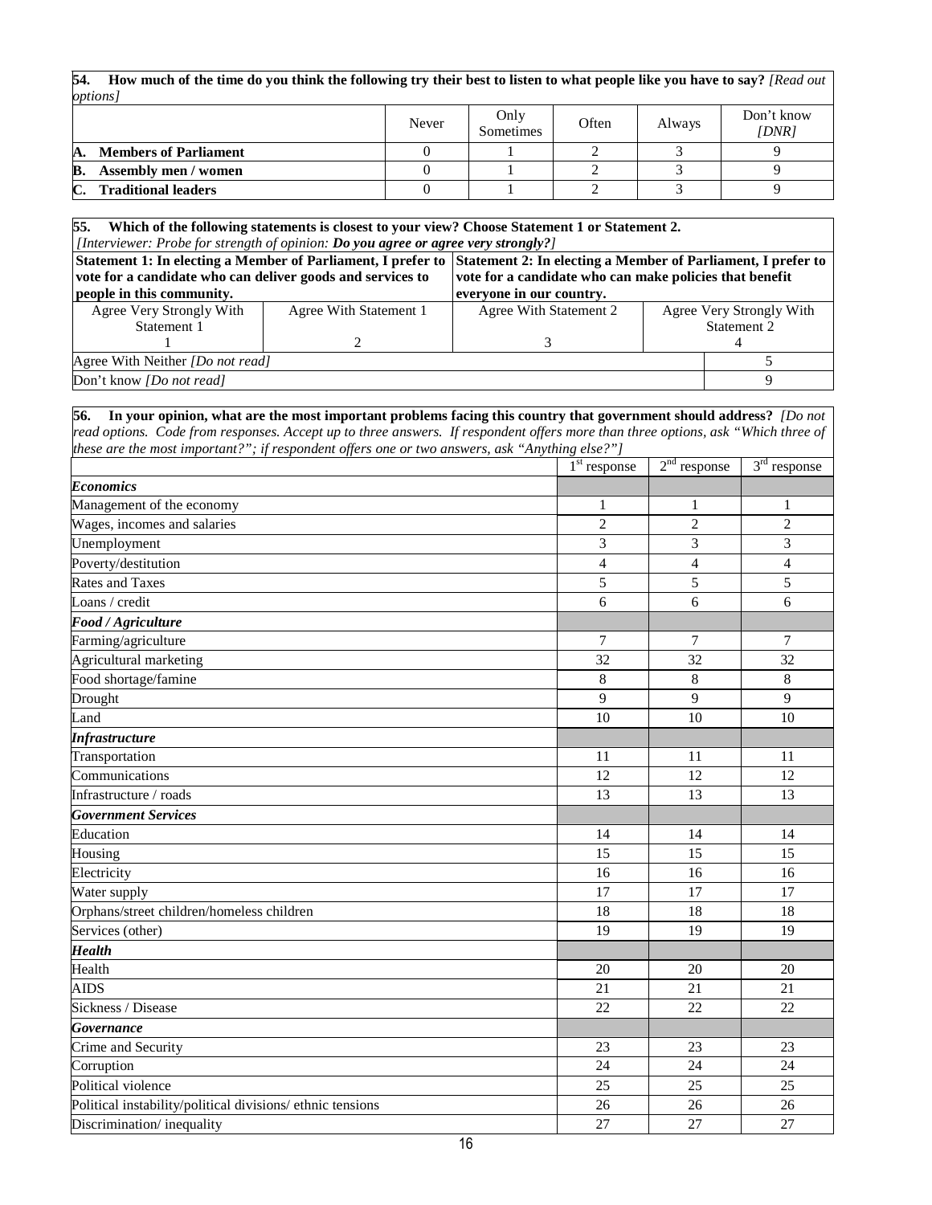**54. How much of the time do you think the following try their best to listen to what people like you have to say?** *[Read out options]*

| | Never | Only Sometimes | Often | Always | Don't know *[DNR]* |
|---|---|---|---|---|---|
| **A. Members of Parliament** | 0 | 1 | 2 | 3 | 9 |
| **B. Assembly men / women** | 0 | 1 | 2 | 3 | 9 |
| **C. Traditional leaders** | 0 | 1 | 2 | 3 | 9 |

**55. Which of the following statements is closest to your view? Choose Statement 1 or Statement 2.**
*[Interviewer: Probe for strength of opinion:* ***Do you agree or agree very strongly?****]*

| **Statement 1: In electing a Member of Parliament, I prefer to vote for a candidate who can deliver goods and services to people in this community.** | | **Statement 2: In electing a Member of Parliament, I prefer to vote for a candidate who can make policies that benefit everyone in our country.** | |
|---|---|---|---|
| Agree Very Strongly With Statement 1<br>1 | Agree With Statement 1<br>2 | Agree With Statement 2<br>3 | Agree Very Strongly With Statement 2<br>4 |
| Agree With Neither *[Do not read]* | | | 5 |
| Don't know *[Do not read]* | | | 9 |

**56. In your opinion, what are the most important problems facing this country that government should address?** *[Do not read options. Code from responses. Accept up to three answers. If respondent offers more than three options, ask "Which three of these are the most important?"; if respondent offers one or two answers, ask "Anything else?"]*

| | 1st response | 2nd response | 3rd response |
|---|---|---|---|
| ***Economics*** | | | |
| Management of the economy | 1 | 1 | 1 |
| Wages, incomes and salaries | 2 | 2 | 2 |
| Unemployment | 3 | 3 | 3 |
| Poverty/destitution | 4 | 4 | 4 |
| Rates and Taxes | 5 | 5 | 5 |
| Loans / credit | 6 | 6 | 6 |
| ***Food / Agriculture*** | | | |
| Farming/agriculture | 7 | 7 | 7 |
| Agricultural marketing | 32 | 32 | 32 |
| Food shortage/famine | 8 | 8 | 8 |
| Drought | 9 | 9 | 9 |
| Land | 10 | 10 | 10 |
| ***Infrastructure*** | | | |
| Transportation | 11 | 11 | 11 |
| Communications | 12 | 12 | 12 |
| Infrastructure / roads | 13 | 13 | 13 |
| ***Government Services*** | | | |
| Education | 14 | 14 | 14 |
| Housing | 15 | 15 | 15 |
| Electricity | 16 | 16 | 16 |
| Water supply | 17 | 17 | 17 |
| Orphans/street children/homeless children | 18 | 18 | 18 |
| Services (other) | 19 | 19 | 19 |
| ***Health*** | | | |
| Health | 20 | 20 | 20 |
| AIDS | 21 | 21 | 21 |
| Sickness / Disease | 22 | 22 | 22 |
| ***Governance*** | | | |
| Crime and Security | 23 | 23 | 23 |
| Corruption | 24 | 24 | 24 |
| Political violence | 25 | 25 | 25 |
| Political instability/political divisions/ ethnic tensions | 26 | 26 | 26 |
| Discrimination/ inequality | 27 | 27 | 27 |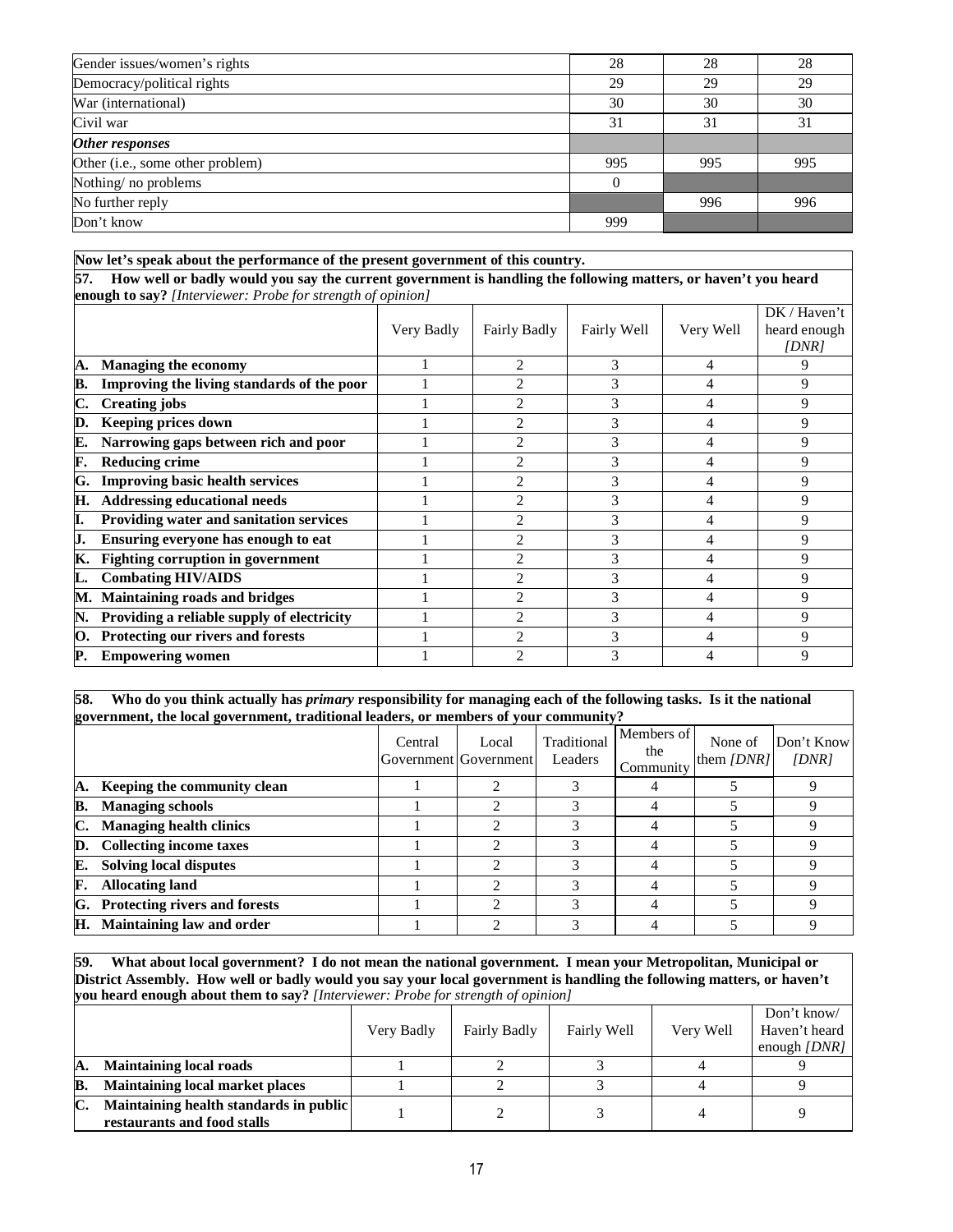| | | | |
|---|---|---|---|
| Gender issues/women's rights | 28 | 28 | 28 |
| Democracy/political rights | 29 | 29 | 29 |
| War (international) | 30 | 30 | 30 |
| Civil war | 31 | 31 | 31 |
| ***Other responses*** | | | |
| Other (i.e., some other problem) | 995 | 995 | 995 |
| Nothing/ no problems | 0 | | |
| No further reply | | 996 | 996 |
| Don't know | 999 | | |

**Now let's speak about the performance of the present government of this country.**

**57. How well or badly would you say the current government is handling the following matters, or haven't you heard enough to say?** *[Interviewer: Probe for strength of opinion]*

| | Very Badly | Fairly Badly | Fairly Well | Very Well | DK / Haven't heard enough *[DNR]* |
|---|---|---|---|---|---|
| **A. Managing the economy** | 1 | 2 | 3 | 4 | 9 |
| **B. Improving the living standards of the poor** | 1 | 2 | 3 | 4 | 9 |
| **C. Creating jobs** | 1 | 2 | 3 | 4 | 9 |
| **D. Keeping prices down** | 1 | 2 | 3 | 4 | 9 |
| **E. Narrowing gaps between rich and poor** | 1 | 2 | 3 | 4 | 9 |
| **F. Reducing crime** | 1 | 2 | 3 | 4 | 9 |
| **G. Improving basic health services** | 1 | 2 | 3 | 4 | 9 |
| **H. Addressing educational needs** | 1 | 2 | 3 | 4 | 9 |
| **I. Providing water and sanitation services** | 1 | 2 | 3 | 4 | 9 |
| **J. Ensuring everyone has enough to eat** | 1 | 2 | 3 | 4 | 9 |
| **K. Fighting corruption in government** | 1 | 2 | 3 | 4 | 9 |
| **L. Combating HIV/AIDS** | 1 | 2 | 3 | 4 | 9 |
| **M. Maintaining roads and bridges** | 1 | 2 | 3 | 4 | 9 |
| **N. Providing a reliable supply of electricity** | 1 | 2 | 3 | 4 | 9 |
| **O. Protecting our rivers and forests** | 1 | 2 | 3 | 4 | 9 |
| **P. Empowering women** | 1 | 2 | 3 | 4 | 9 |

**58. Who do you think actually has *primary* responsibility for managing each of the following tasks. Is it the national government, the local government, traditional leaders, or members of your community?**

| | Central Government | Local Government | Traditional Leaders | Members of the Community | None of them *[DNR]* | Don't Know *[DNR]* |
|---|---|---|---|---|---|---|
| **A. Keeping the community clean** | 1 | 2 | 3 | 4 | 5 | 9 |
| **B. Managing schools** | 1 | 2 | 3 | 4 | 5 | 9 |
| **C. Managing health clinics** | 1 | 2 | 3 | 4 | 5 | 9 |
| **D. Collecting income taxes** | 1 | 2 | 3 | 4 | 5 | 9 |
| **E. Solving local disputes** | 1 | 2 | 3 | 4 | 5 | 9 |
| **F. Allocating land** | 1 | 2 | 3 | 4 | 5 | 9 |
| **G. Protecting rivers and forests** | 1 | 2 | 3 | 4 | 5 | 9 |
| **H. Maintaining law and order** | 1 | 2 | 3 | 4 | 5 | 9 |

**59. What about local government? I do not mean the national government. I mean your Metropolitan, Municipal or District Assembly. How well or badly would you say your local government is handling the following matters, or haven't you heard enough about them to say?** *[Interviewer: Probe for strength of opinion]*

| | Very Badly | Fairly Badly | Fairly Well | Very Well | Don't know/ Haven't heard enough *[DNR]* |
|---|---|---|---|---|---|
| **A. Maintaining local roads** | 1 | 2 | 3 | 4 | 9 |
| **B. Maintaining local market places** | 1 | 2 | 3 | 4 | 9 |
| **C. Maintaining health standards in public restaurants and food stalls** | 1 | 2 | 3 | 4 | 9 |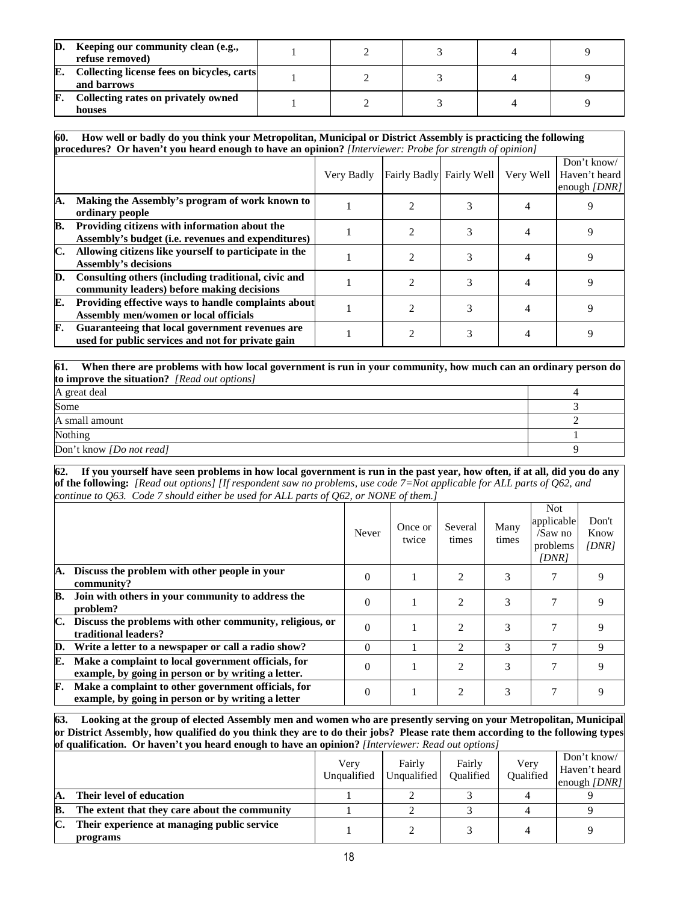| | | | | | |
|---|---|---|---|---|---|
| **D. Keeping our community clean (e.g., refuse removed)** | 1 | 2 | 3 | 4 | 9 |
| **E. Collecting license fees on bicycles, carts and barrows** | 1 | 2 | 3 | 4 | 9 |
| **F. Collecting rates on privately owned houses** | 1 | 2 | 3 | 4 | 9 |

**60. How well or badly do you think your Metropolitan, Municipal or District Assembly is practicing the following procedures? Or haven't you heard enough to have an opinion?** *[Interviewer: Probe for strength of opinion]*

| | Very Badly | Fairly Badly | Fairly Well | Very Well | Don't know/ Haven't heard enough *[DNR]* |
|---|---|---|---|---|---|
| **A. Making the Assembly's program of work known to ordinary people** | 1 | 2 | 3 | 4 | 9 |
| **B. Providing citizens with information about the Assembly's budget (i.e. revenues and expenditures)** | 1 | 2 | 3 | 4 | 9 |
| **C. Allowing citizens like yourself to participate in the Assembly's decisions** | 1 | 2 | 3 | 4 | 9 |
| **D. Consulting others (including traditional, civic and community leaders) before making decisions** | 1 | 2 | 3 | 4 | 9 |
| **E. Providing effective ways to handle complaints about Assembly men/women or local officials** | 1 | 2 | 3 | 4 | 9 |
| **F. Guaranteeing that local government revenues are used for public services and not for private gain** | 1 | 2 | 3 | 4 | 9 |

**61. When there are problems with how local government is run in your community, how much can an ordinary person do to improve the situation?** *[Read out options]*

| | |
|---|---|
| A great deal | 4 |
| Some | 3 |
| A small amount | 2 |
| Nothing | 1 |
| Don't know *[Do not read]* | 9 |

**62. If you yourself have seen problems in how local government is run in the past year, how often, if at all, did you do any of the following:** *[Read out options] [If respondent saw no problems, use code 7=Not applicable for ALL parts of Q62, and continue to Q63. Code 7 should either be used for ALL parts of Q62, or NONE of them.]*

| | Never | Once or twice | Several times | Many times | Not applicable /Saw no problems *[DNR]* | Don't Know *[DNR]* |
|---|---|---|---|---|---|---|
| **A. Discuss the problem with other people in your community?** | 0 | 1 | 2 | 3 | 7 | 9 |
| **B. Join with others in your community to address the problem?** | 0 | 1 | 2 | 3 | 7 | 9 |
| **C. Discuss the problems with other community, religious, or traditional leaders?** | 0 | 1 | 2 | 3 | 7 | 9 |
| **D. Write a letter to a newspaper or call a radio show?** | 0 | 1 | 2 | 3 | 7 | 9 |
| **E. Make a complaint to local government officials, for example, by going in person or by writing a letter.** | 0 | 1 | 2 | 3 | 7 | 9 |
| **F. Make a complaint to other government officials, for example, by going in person or by writing a letter** | 0 | 1 | 2 | 3 | 7 | 9 |

**63. Looking at the group of elected Assembly men and women who are presently serving on your Metropolitan, Municipal or District Assembly, how qualified do you think they are to do their jobs? Please rate them according to the following types of qualification. Or haven't you heard enough to have an opinion?** *[Interviewer: Read out options]*

| | Very Unqualified | Fairly Unqualified | Fairly Qualified | Very Qualified | Don't know/ Haven't heard enough *[DNR]* |
|---|---|---|---|---|---|
| **A. Their level of education** | 1 | 2 | 3 | 4 | 9 |
| **B. The extent that they care about the community** | 1 | 2 | 3 | 4 | 9 |
| **C. Their experience at managing public service programs** | 1 | 2 | 3 | 4 | 9 |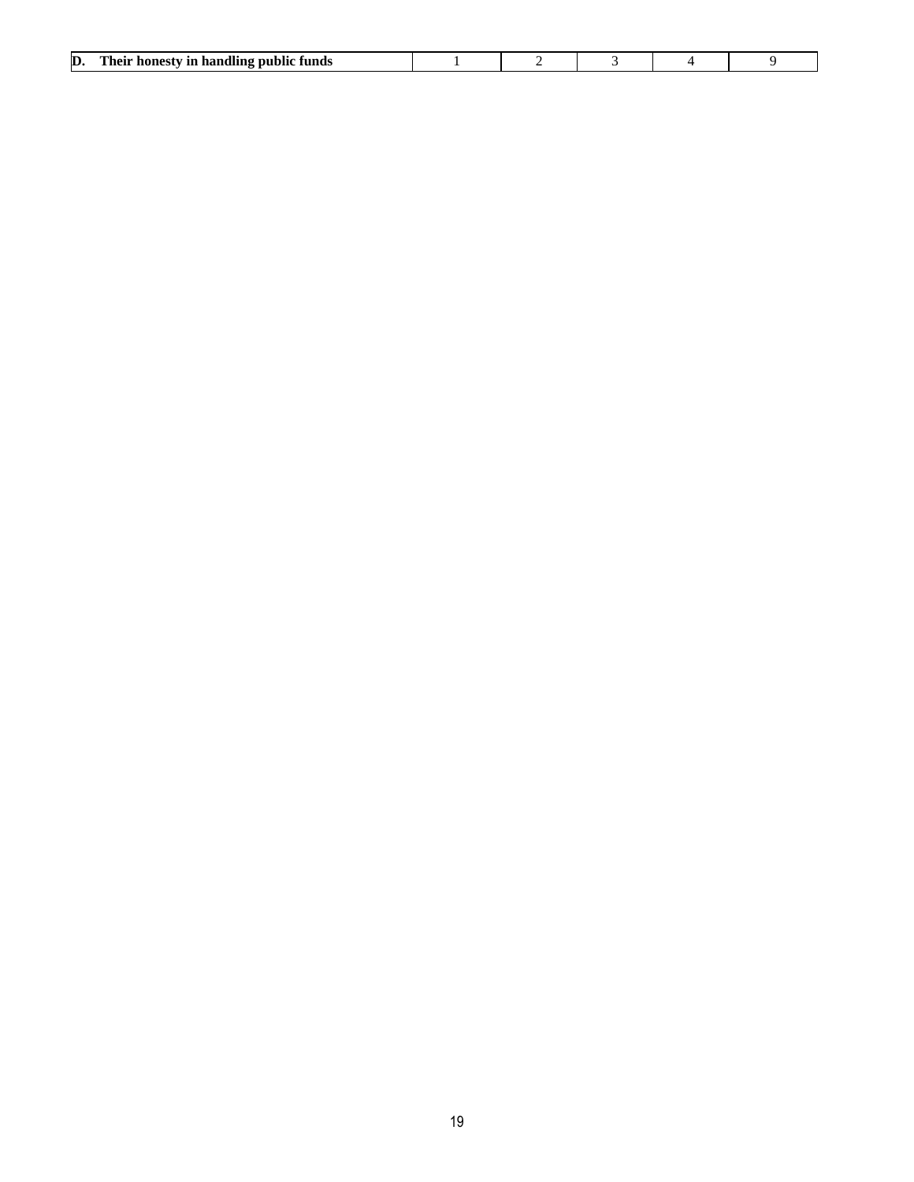| **D. Their honesty in handling public funds** | 1 | 2 | 3 | 4 | 9 |
|---|---|---|---|---|---|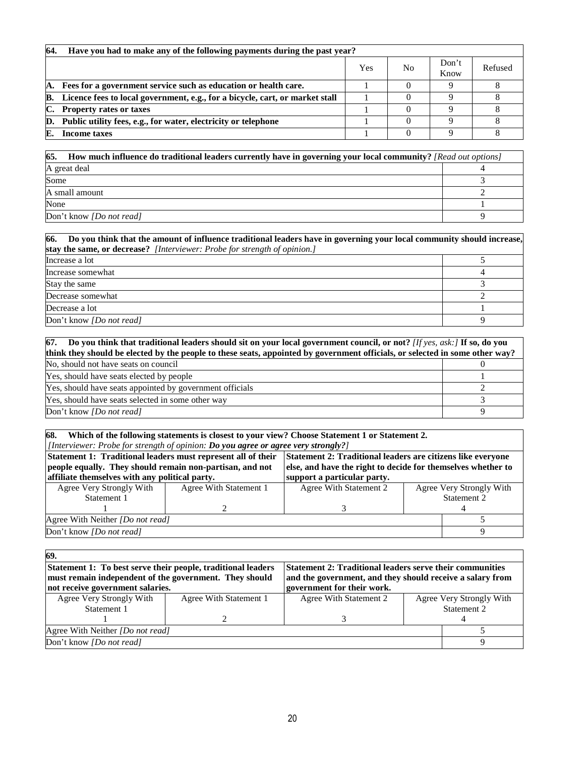| **64. Have you had to make any of the following payments during the past year?** | | | | |
|---|---|---|---|---|
| | Yes | No | Don't Know | Refused |
| **A. Fees for a government service such as education or health care.** | 1 | 0 | 9 | 8 |
| **B. Licence fees to local government, e.g., for a bicycle, cart, or market stall** | 1 | 0 | 9 | 8 |
| **C. Property rates or taxes** | 1 | 0 | 9 | 8 |
| **D. Public utility fees, e.g., for water, electricity or telephone** | 1 | 0 | 9 | 8 |
| **E. Income taxes** | 1 | 0 | 9 | 8 |

| **65. How much influence do traditional leaders currently have in governing your local community?** *[Read out options]* | |
|---|---|
| A great deal | 4 |
| Some | 3 |
| A small amount | 2 |
| None | 1 |
| Don't know *[Do not read]* | 9 |

| **66. Do you think that the amount of influence traditional leaders have in governing your local community should increase, stay the same, or decrease?** *[Interviewer: Probe for strength of opinion.]* | |
|---|---|
| Increase a lot | 5 |
| Increase somewhat | 4 |
| Stay the same | 3 |
| Decrease somewhat | 2 |
| Decrease a lot | 1 |
| Don't know *[Do not read]* | 9 |

| **67. Do you think that traditional leaders should sit on your local government council, or not?** *[If yes, ask:]* **If so, do you think they should be elected by the people to these seats, appointed by government officials, or selected in some other way?** | |
|---|---|
| No, should not have seats on council | 0 |
| Yes, should have seats elected by people | 1 |
| Yes, should have seats appointed by government officials | 2 |
| Yes, should have seats selected in some other way | 3 |
| Don't know *[Do not read]* | 9 |

| **68. Which of the following statements is closest to your view? Choose Statement 1 or Statement 2.** *[Interviewer: Probe for strength of opinion:* ***Do you agree or agree very strongly?****]* | | | |
|---|---|---|---|
| **Statement 1: Traditional leaders must represent all of their people equally. They should remain non-partisan, and not affiliate themselves with any political party.** | | **Statement 2: Traditional leaders are citizens like everyone else, and have the right to decide for themselves whether to support a particular party.** | |
| Agree Very Strongly With Statement 1 | Agree With Statement 1 | Agree With Statement 2 | Agree Very Strongly With Statement 2 |
| 1 | 2 | 3 | 4 |
| Agree With Neither *[Do not read]* | | | 5 |
| Don't know *[Do not read]* | | | 9 |

| **69.** | | | |
|---|---|---|---|
| **Statement 1: To best serve their people, traditional leaders must remain independent of the government. They should not receive government salaries.** | | **Statement 2: Traditional leaders serve their communities and the government, and they should receive a salary from government for their work.** | |
| Agree Very Strongly With Statement 1 | Agree With Statement 1 | Agree With Statement 2 | Agree Very Strongly With Statement 2 |
| 1 | 2 | 3 | 4 |
| Agree With Neither *[Do not read]* | | | 5 |
| Don't know *[Do not read]* | | | 9 |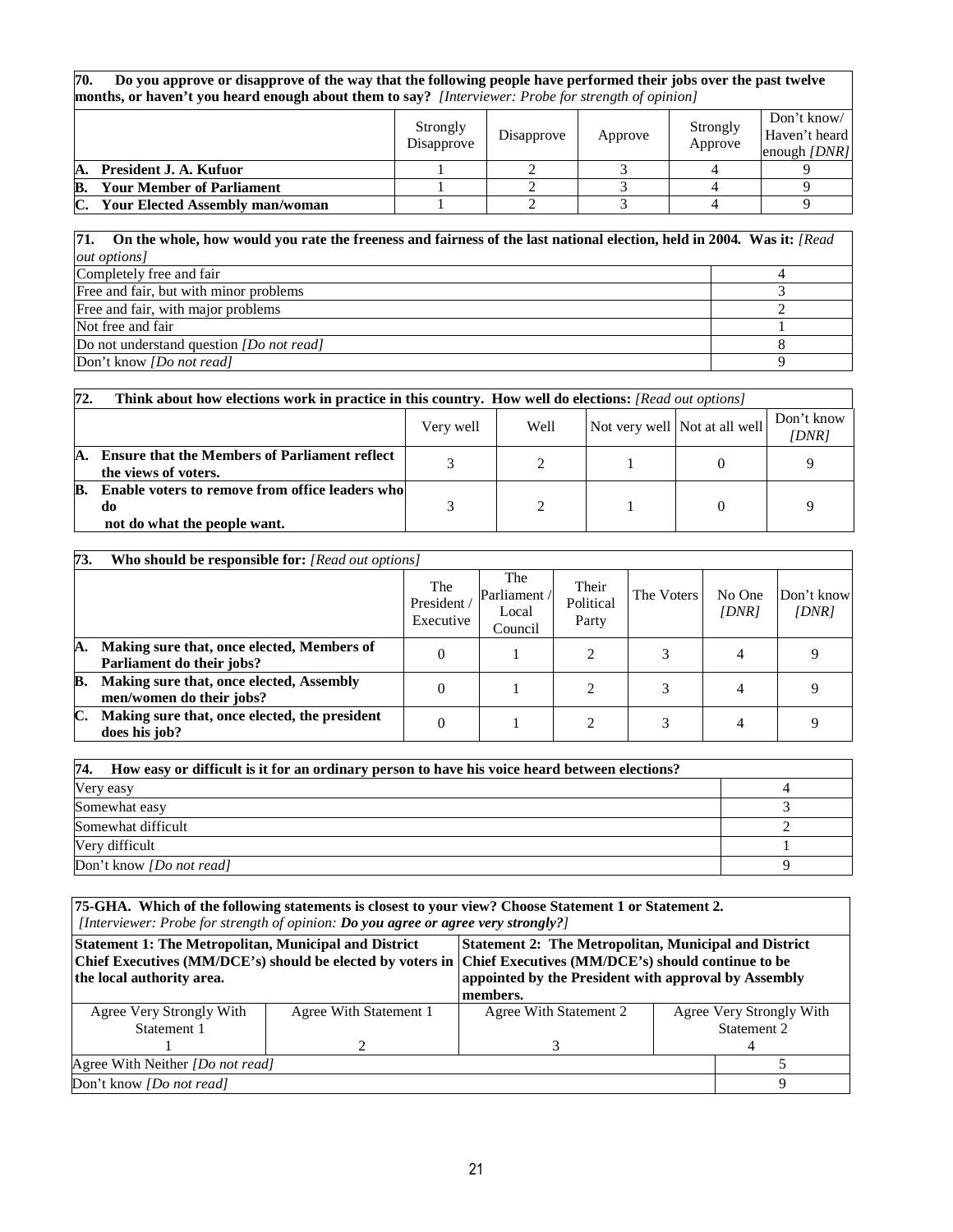**70. Do you approve or disapprove of the way that the following people have performed their jobs over the past twelve months, or haven't you heard enough about them to say?** *[Interviewer: Probe for strength of opinion]*

| | Strongly Disapprove | Disapprove | Approve | Strongly Approve | Don't know/ Haven't heard enough *[DNR]* |
|---|---|---|---|---|---|
| **A. President J. A. Kufuor** | 1 | 2 | 3 | 4 | 9 |
| **B. Your Member of Parliament** | 1 | 2 | 3 | 4 | 9 |
| **C. Your Elected Assembly man/woman** | 1 | 2 | 3 | 4 | 9 |

**71. On the whole, how would you rate the freeness and fairness of the last national election, held in 2004. Was it:** *[Read out options]*

| | |
|---|---|
| Completely free and fair | 4 |
| Free and fair, but with minor problems | 3 |
| Free and fair, with major problems | 2 |
| Not free and fair | 1 |
| Do not understand question *[Do not read]* | 8 |
| Don't know *[Do not read]* | 9 |

**72. Think about how elections work in practice in this country. How well do elections:** *[Read out options]*

| | Very well | Well | Not very well | Not at all well | Don't know *[DNR]* |
|---|---|---|---|---|---|
| **A. Ensure that the Members of Parliament reflect the views of voters.** | 3 | 2 | 1 | 0 | 9 |
| **B. Enable voters to remove from office leaders who do not do what the people want.** | 3 | 2 | 1 | 0 | 9 |

**73. Who should be responsible for:** *[Read out options]*

| | The President / Executive | The Parliament / Local Council | Their Political Party | The Voters | No One *[DNR]* | Don't know *[DNR]* |
|---|---|---|---|---|---|---|
| **A. Making sure that, once elected, Members of Parliament do their jobs?** | 0 | 1 | 2 | 3 | 4 | 9 |
| **B. Making sure that, once elected, Assembly men/women do their jobs?** | 0 | 1 | 2 | 3 | 4 | 9 |
| **C. Making sure that, once elected, the president does his job?** | 0 | 1 | 2 | 3 | 4 | 9 |

**74. How easy or difficult is it for an ordinary person to have his voice heard between elections?**

| | |
|---|---|
| Very easy | 4 |
| Somewhat easy | 3 |
| Somewhat difficult | 2 |
| Very difficult | 1 |
| Don't know *[Do not read]* | 9 |

**75-GHA. Which of the following statements is closest to your view? Choose Statement 1 or Statement 2.**
*[Interviewer: Probe for strength of opinion:* ***Do you agree or agree very strongly?****]*

| **Statement 1: The Metropolitan, Municipal and District Chief Executives (MM/DCE's) should be elected by voters in the local authority area.** | | **Statement 2: The Metropolitan, Municipal and District Chief Executives (MM/DCE's) should continue to be appointed by the President with approval by Assembly members.** | |
|---|---|---|---|
| Agree Very Strongly With Statement 1 | Agree With Statement 1 | Agree With Statement 2 | Agree Very Strongly With Statement 2 |
| 1 | 2 | 3 | 4 |
| Agree With Neither *[Do not read]* | | | 5 |
| Don't know *[Do not read]* | | | 9 |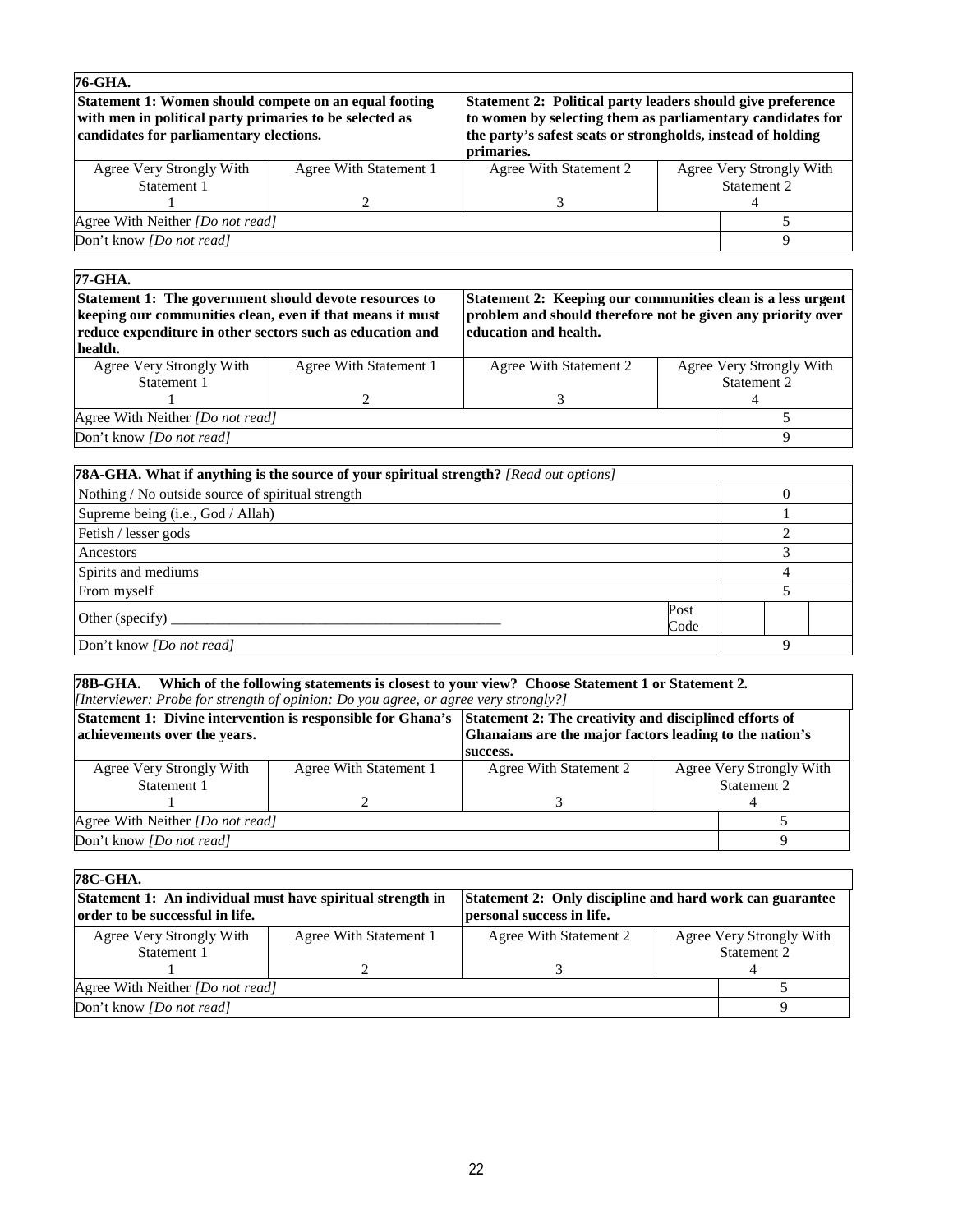**76-GHA.**

| **Statement 1: Women should compete on an equal footing with men in political party primaries to be selected as candidates for parliamentary elections.** | | **Statement 2: Political party leaders should give preference to women by selecting them as parliamentary candidates for the party's safest seats or strongholds, instead of holding primaries.** | |
|---|---|---|---|
| Agree Very Strongly With Statement 1<br>1 | Agree With Statement 1<br>2 | Agree With Statement 2<br>3 | Agree Very Strongly With Statement 2<br>4 |
| Agree With Neither *[Do not read]* | | | 5 |
| Don't know *[Do not read]* | | | 9 |

**77-GHA.**

| **Statement 1: The government should devote resources to keeping our communities clean, even if that means it must reduce expenditure in other sectors such as education and health.** | | **Statement 2: Keeping our communities clean is a less urgent problem and should therefore not be given any priority over education and health.** | |
|---|---|---|---|
| Agree Very Strongly With Statement 1<br>1 | Agree With Statement 1<br>2 | Agree With Statement 2<br>3 | Agree Very Strongly With Statement 2<br>4 |
| Agree With Neither *[Do not read]* | | | 5 |
| Don't know *[Do not read]* | | | 9 |

| **78A-GHA. What if anything is the source of your spiritual strength?** *[Read out options]* | | |
|---|---|---|
| Nothing / No outside source of spiritual strength | | 0 |
| Supreme being (i.e., God / Allah) | | 1 |
| Fetish / lesser gods | | 2 |
| Ancestors | | 3 |
| Spirits and mediums | | 4 |
| From myself | | 5 |
| Other (specify) ___________________________________________ | Post Code | |
| Don't know *[Do not read]* | | 9 |

**78B-GHA. Which of the following statements is closest to your view? Choose Statement 1 or Statement 2.**
*[Interviewer: Probe for strength of opinion: Do you agree, or agree very strongly?]*

| **Statement 1: Divine intervention is responsible for Ghana's achievements over the years.** | | **Statement 2: The creativity and disciplined efforts of Ghanaians are the major factors leading to the nation's success.** | |
|---|---|---|---|
| Agree Very Strongly With Statement 1<br>1 | Agree With Statement 1<br>2 | Agree With Statement 2<br>3 | Agree Very Strongly With Statement 2<br>4 |
| Agree With Neither *[Do not read]* | | | 5 |
| Don't know *[Do not read]* | | | 9 |

**78C-GHA.**

| **Statement 1: An individual must have spiritual strength in order to be successful in life.** | | **Statement 2: Only discipline and hard work can guarantee personal success in life.** | |
|---|---|---|---|
| Agree Very Strongly With Statement 1<br>1 | Agree With Statement 1<br>2 | Agree With Statement 2<br>3 | Agree Very Strongly With Statement 2<br>4 |
| Agree With Neither *[Do not read]* | | | 5 |
| Don't know *[Do not read]* | | | 9 |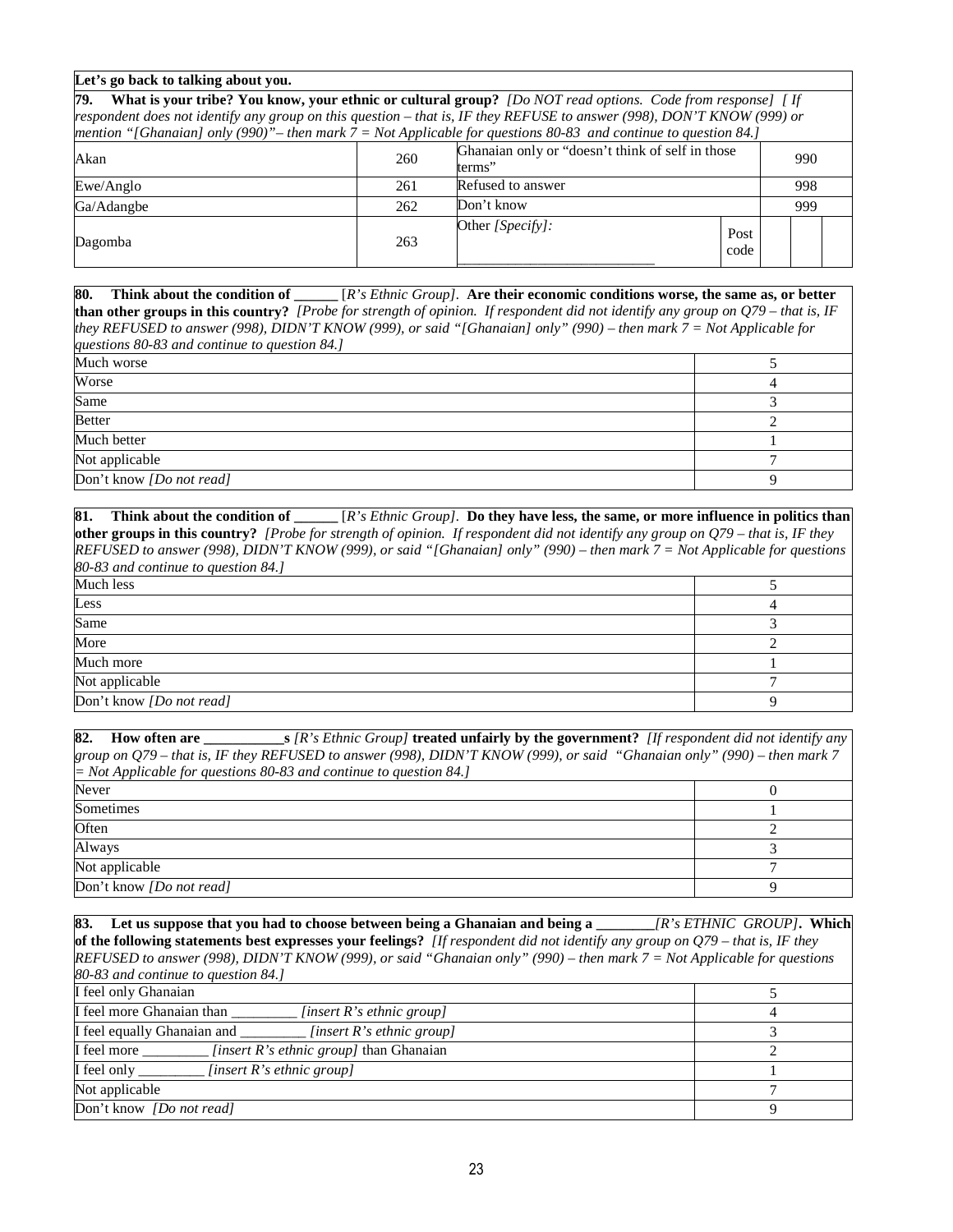**Let's go back to talking about you.**

**79. What is your tribe? You know, your ethnic or cultural group?** *[Do NOT read options. Code from response] [ If respondent does not identify any group on this question – that is, IF they REFUSE to answer (998), DON'T KNOW (999) or mention "[Ghanaian] only (990)"– then mark 7 = Not Applicable for questions 80-83 and continue to question 84.]*

| | | | | | | |
|---|---|---|---|---|---|---|
| Akan | 260 | Ghanaian only or "doesn't think of self in those terms" | | 990 | | |
| Ewe/Anglo | 261 | Refused to answer | | 998 | | |
| Ga/Adangbe | 262 | Don't know | | 999 | | |
| Dagomba | 263 | Other *[Specify]:* ___________________________ | Post code | | | |

**80. Think about the condition of ______** [*R's Ethnic Group]*. **Are their economic conditions worse, the same as, or better than other groups in this country?** *[Probe for strength of opinion. If respondent did not identify any group on Q79 – that is, IF they REFUSED to answer (998), DIDN'T KNOW (999), or said "[Ghanaian] only" (990) – then mark 7 = Not Applicable for questions 80-83 and continue to question 84.]*

| | |
|---|---|
| Much worse | 5 |
| Worse | 4 |
| Same | 3 |
| Better | 2 |
| Much better | 1 |
| Not applicable | 7 |
| Don't know *[Do not read]* | 9 |

**81. Think about the condition of ______** [*R's Ethnic Group]*. **Do they have less, the same, or more influence in politics than other groups in this country?** *[Probe for strength of opinion. If respondent did not identify any group on Q79 – that is, IF they REFUSED to answer (998), DIDN'T KNOW (999), or said "[Ghanaian] only" (990) – then mark 7 = Not Applicable for questions 80-83 and continue to question 84.]*

| | |
|---|---|
| Much less | 5 |
| Less | 4 |
| Same | 3 |
| More | 2 |
| Much more | 1 |
| Not applicable | 7 |
| Don't know *[Do not read]* | 9 |

**82. How often are ___________s** *[R's Ethnic Group]* **treated unfairly by the government?** *[If respondent did not identify any group on Q79 – that is, IF they REFUSED to answer (998), DIDN'T KNOW (999), or said "Ghanaian only" (990) – then mark 7 = Not Applicable for questions 80-83 and continue to question 84.]*

| | |
|---|---|
| Never | 0 |
| Sometimes | 1 |
| Often | 2 |
| Always | 3 |
| Not applicable | 7 |
| Don't know *[Do not read]* | 9 |

**83. Let us suppose that you had to choose between being a Ghanaian and being a ________***[R's ETHNIC GROUP]***. Which of the following statements best expresses your feelings?** *[If respondent did not identify any group on Q79 – that is, IF they REFUSED to answer (998), DIDN'T KNOW (999), or said "Ghanaian only" (990) – then mark 7 = Not Applicable for questions 80-83 and continue to question 84.]*

| | |
|---|---|
| I feel only Ghanaian | 5 |
| I feel more Ghanaian than _________ *[insert R's ethnic group]* | 4 |
| I feel equally Ghanaian and _________ *[insert R's ethnic group]* | 3 |
| I feel more _________ *[insert R's ethnic group]* than Ghanaian | 2 |
| I feel only _________ *[insert R's ethnic group]* | 1 |
| Not applicable | 7 |
| Don't know *[Do not read]* | 9 |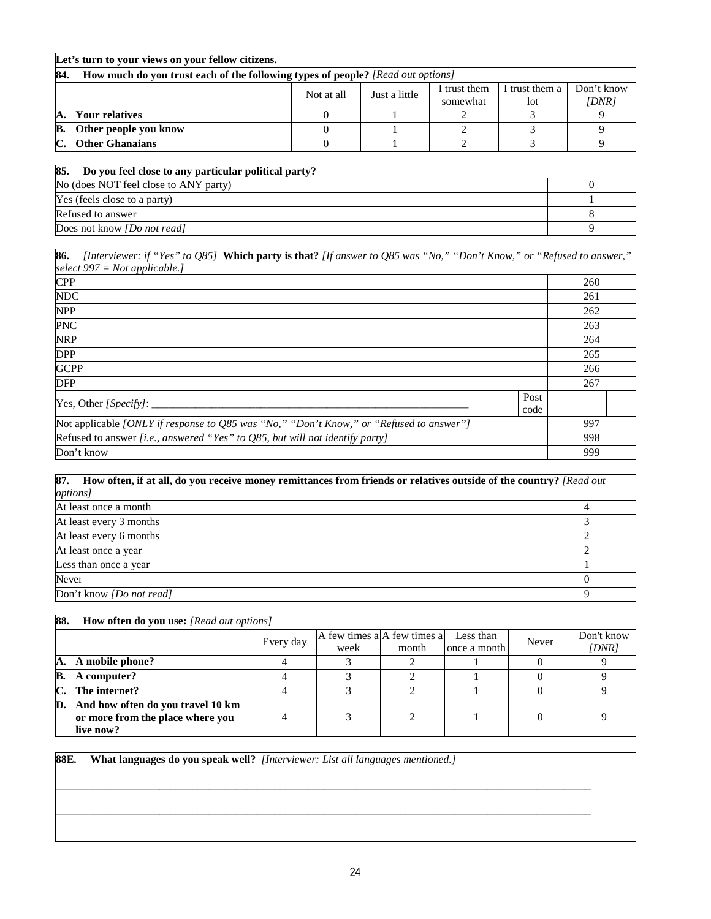| **Let's turn to your views on your fellow citizens.** | | | | | |
|---|---|---|---|---|---|
| **84. How much do you trust each of the following types of people?** *[Read out options]* | | | | | |
| | Not at all | Just a little | I trust them somewhat | I trust them a lot | Don't know *[DNR]* |
| **A. Your relatives** | 0 | 1 | 2 | 3 | 9 |
| **B. Other people you know** | 0 | 1 | 2 | 3 | 9 |
| **C. Other Ghanaians** | 0 | 1 | 2 | 3 | 9 |

| **85. Do you feel close to any particular political party?** | |
|---|---|
| No (does NOT feel close to ANY party) | 0 |
| Yes (feels close to a party) | 1 |
| Refused to answer | 8 |
| Does not know *[Do not read]* | 9 |

| **86.** *[Interviewer: if "Yes" to Q85]* **Which party is that?** *[If answer to Q85 was "No," "Don't Know," or "Refused to answer," select 997 = Not applicable.]* | | |
|---|---|---|
| CPP | | 260 |
| NDC | | 261 |
| NPP | | 262 |
| PNC | | 263 |
| NRP | | 264 |
| DPP | | 265 |
| GCPP | | 266 |
| DFP | | 267 |
| Yes, Other *[Specify]*: ___________________________________________ | Post code | |
| Not applicable *[ONLY if response to Q85 was "No," "Don't Know," or "Refused to answer"]* | | 997 |
| Refused to answer *[i.e., answered "Yes" to Q85, but will not identify party]* | | 998 |
| Don't know | | 999 |

| **87. How often, if at all, do you receive money remittances from friends or relatives outside of the country?** *[Read out options]* | |
|---|---|
| At least once a month | 4 |
| At least every 3 months | 3 |
| At least every 6 months | 2 |
| At least once a year | 2 |
| Less than once a year | 1 |
| Never | 0 |
| Don't know *[Do not read]* | 9 |

| **88. How often do you use:** *[Read out options]* | | | | | | |
|---|---|---|---|---|---|---|
| | Every day | A few times a week | A few times a month | Less than once a month | Never | Don't know *[DNR]* |
| **A. A mobile phone?** | 4 | 3 | 2 | 1 | 0 | 9 |
| **B. A computer?** | 4 | 3 | 2 | 1 | 0 | 9 |
| **C. The internet?** | 4 | 3 | 2 | 1 | 0 | 9 |
| **D. And how often do you travel 10 km or more from the place where you live now?** | 4 | 3 | 2 | 1 | 0 | 9 |

**88E. What languages do you speak well?** *[Interviewer: List all languages mentioned.]*

_______________________________________________________________________________________

_______________________________________________________________________________________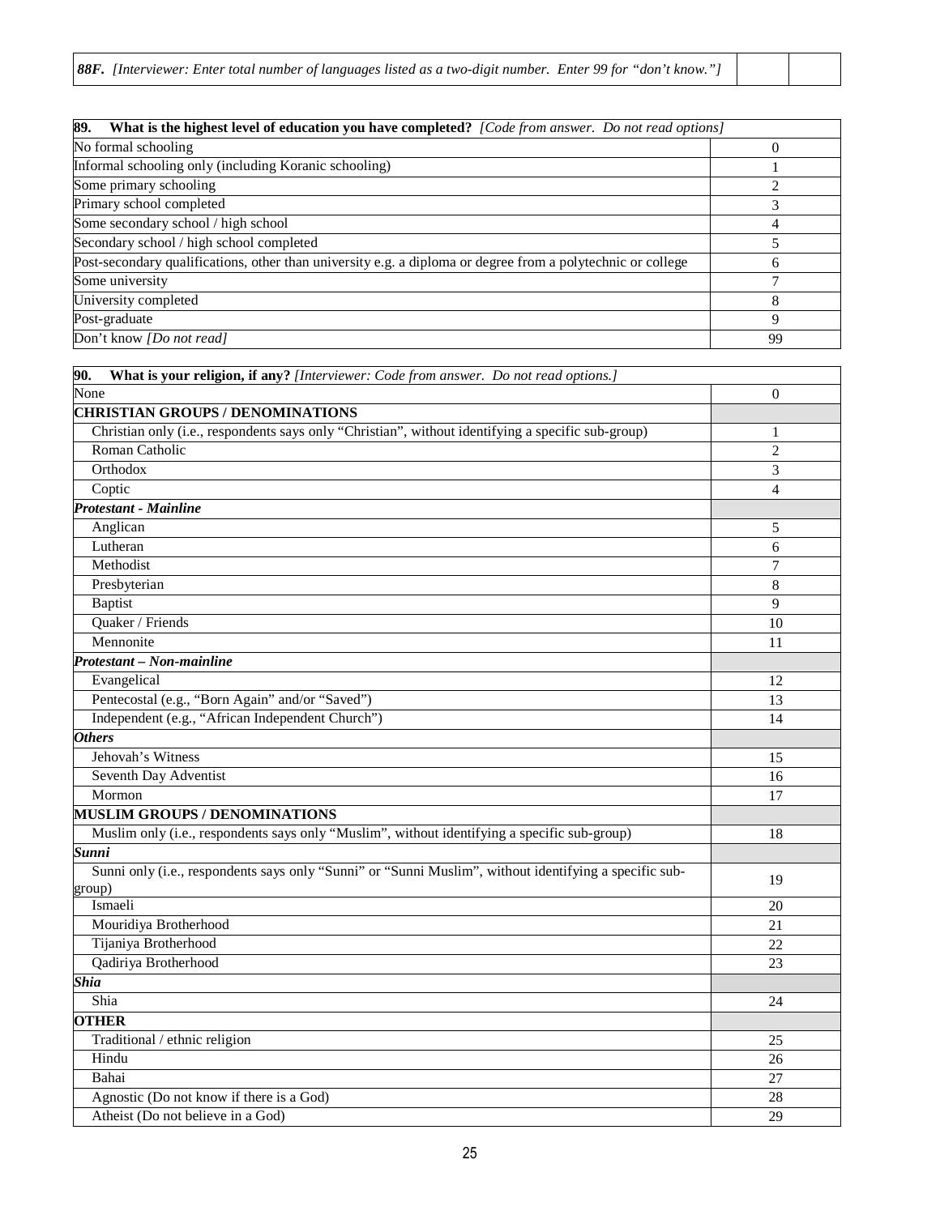| ***88F.*** *[Interviewer: Enter total number of languages listed as a two-digit number. Enter 99 for "don't know."]* | | |
|---|---|---|

| **89. What is the highest level of education you have completed?** *[Code from answer. Do not read options]* | |
|---|---|
| No formal schooling | 0 |
| Informal schooling only (including Koranic schooling) | 1 |
| Some primary schooling | 2 |
| Primary school completed | 3 |
| Some secondary school / high school | 4 |
| Secondary school / high school completed | 5 |
| Post-secondary qualifications, other than university e.g. a diploma or degree from a polytechnic or college | 6 |
| Some university | 7 |
| University completed | 8 |
| Post-graduate | 9 |
| Don't know *[Do not read]* | 99 |

| **90. What is your religion, if any?** *[Interviewer: Code from answer. Do not read options.]* | |
|---|---|
| None | 0 |
| **CHRISTIAN GROUPS / DENOMINATIONS** | |
| Christian only (i.e., respondents says only "Christian", without identifying a specific sub-group) | 1 |
| Roman Catholic | 2 |
| Orthodox | 3 |
| Coptic | 4 |
| ***Protestant - Mainline*** | |
| Anglican | 5 |
| Lutheran | 6 |
| Methodist | 7 |
| Presbyterian | 8 |
| Baptist | 9 |
| Quaker / Friends | 10 |
| Mennonite | 11 |
| ***Protestant – Non-mainline*** | |
| Evangelical | 12 |
| Pentecostal (e.g., "Born Again" and/or "Saved") | 13 |
| Independent (e.g., "African Independent Church") | 14 |
| ***Others*** | |
| Jehovah's Witness | 15 |
| Seventh Day Adventist | 16 |
| Mormon | 17 |
| **MUSLIM GROUPS / DENOMINATIONS** | |
| Muslim only (i.e., respondents says only "Muslim", without identifying a specific sub-group) | 18 |
| ***Sunni*** | |
| Sunni only (i.e., respondents says only "Sunni" or "Sunni Muslim", without identifying a specific sub-group) | 19 |
| Ismaeli | 20 |
| Mouridiya Brotherhood | 21 |
| Tijaniya Brotherhood | 22 |
| Qadiriya Brotherhood | 23 |
| ***Shia*** | |
| Shia | 24 |
| **OTHER** | |
| Traditional / ethnic religion | 25 |
| Hindu | 26 |
| Bahai | 27 |
| Agnostic (Do not know if there is a God) | 28 |
| Atheist (Do not believe in a God) | 29 |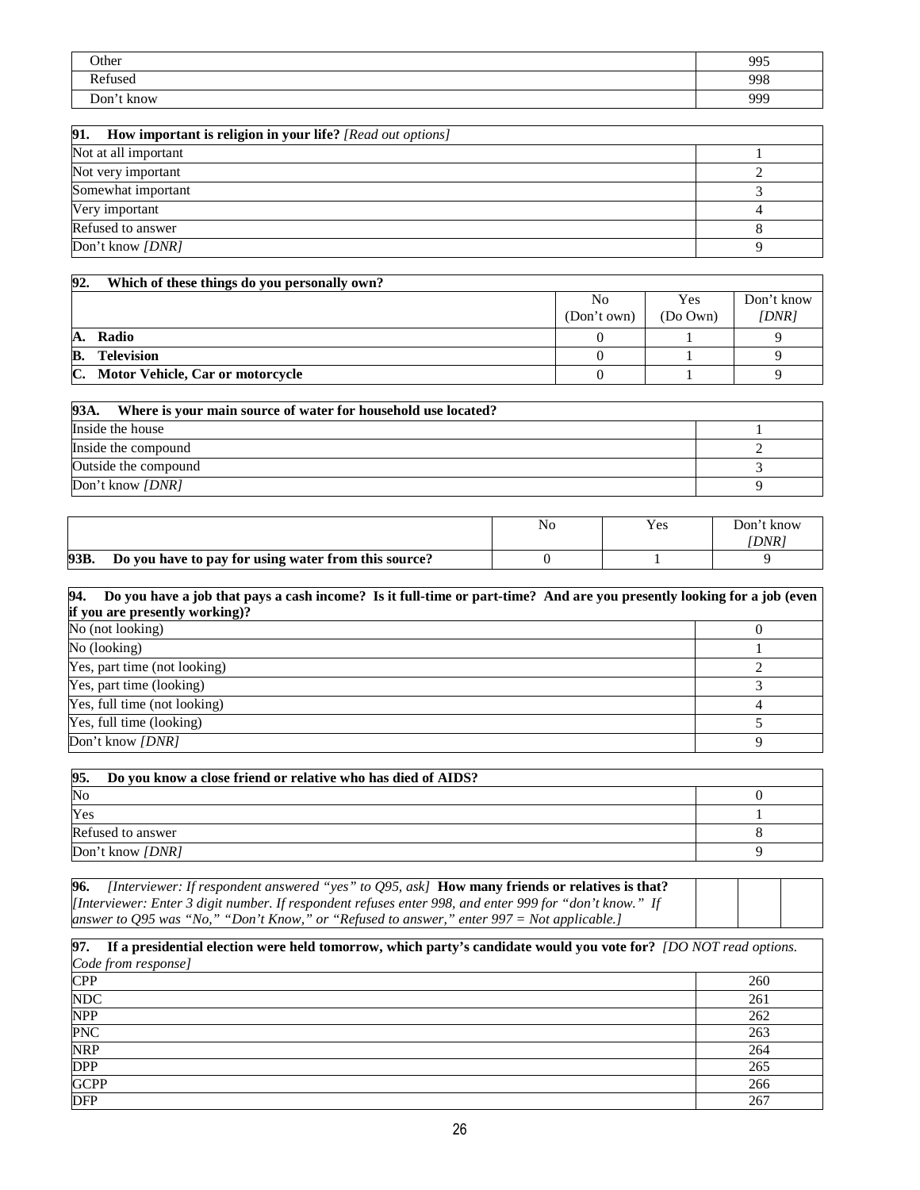| Other | 995 |
|---|---|
| Refused | 998 |
| Don't know | 999 |

| **91. How important is religion in your life?** *[Read out options]* | |
|---|---|
| Not at all important | 1 |
| Not very important | 2 |
| Somewhat important | 3 |
| Very important | 4 |
| Refused to answer | 8 |
| Don't know *[DNR]* | 9 |

| **92. Which of these things do you personally own?** | No (Don't own) | Yes (Do Own) | Don't know *[DNR]* |
|---|---|---|---|
| **A. Radio** | 0 | 1 | 9 |
| **B. Television** | 0 | 1 | 9 |
| **C. Motor Vehicle, Car or motorcycle** | 0 | 1 | 9 |

| **93A. Where is your main source of water for household use located?** | |
|---|---|
| Inside the house | 1 |
| Inside the compound | 2 |
| Outside the compound | 3 |
| Don't know *[DNR]* | 9 |

| | No | Yes | Don't know *[DNR]* |
|---|---|---|---|
| **93B. Do you have to pay for using water from this source?** | 0 | 1 | 9 |

| **94. Do you have a job that pays a cash income? Is it full-time or part-time? And are you presently looking for a job (even if you are presently working)?** | |
|---|---|
| No (not looking) | 0 |
| No (looking) | 1 |
| Yes, part time (not looking) | 2 |
| Yes, part time (looking) | 3 |
| Yes, full time (not looking) | 4 |
| Yes, full time (looking) | 5 |
| Don't know *[DNR]* | 9 |

| **95. Do you know a close friend or relative who has died of AIDS?** | |
|---|---|
| No | 0 |
| Yes | 1 |
| Refused to answer | 8 |
| Don't know *[DNR]* | 9 |

| **96.** *[Interviewer: If respondent answered "yes" to Q95, ask]* **How many friends or relatives is that?** *[Interviewer: Enter 3 digit number. If respondent refuses enter 998, and enter 999 for "don't know." If answer to Q95 was "No," "Don't Know," or "Refused to answer," enter 997 = Not applicable.]* | | | |
|---|---|---|---|

| **97. If a presidential election were held tomorrow, which party's candidate would you vote for?** *[DO NOT read options. Code from response]* | |
|---|---|
| CPP | 260 |
| NDC | 261 |
| NPP | 262 |
| PNC | 263 |
| NRP | 264 |
| DPP | 265 |
| GCPP | 266 |
| DFP | 267 |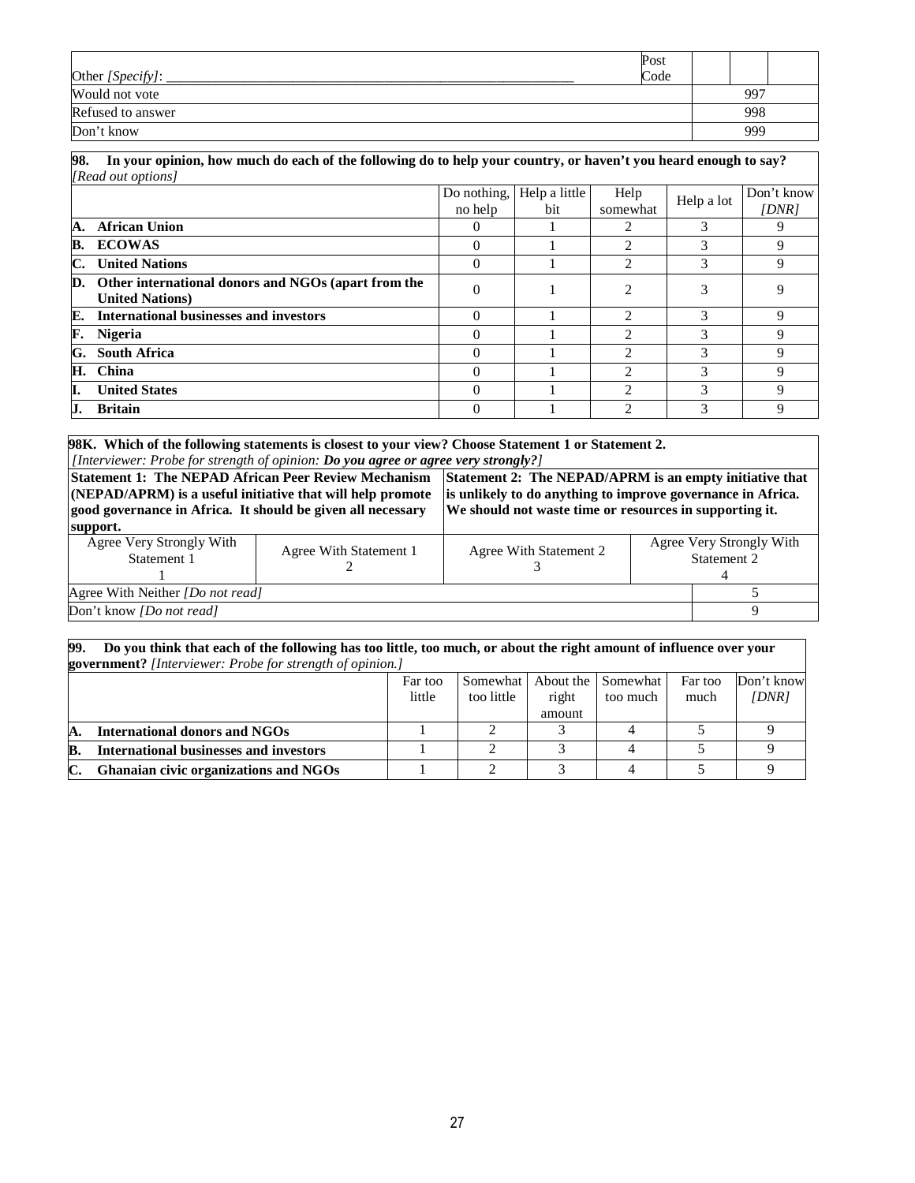| Other *[Specify]*: ____________________________________________________________ | Post Code | | | |
|---|---|---|---|---|
| Would not vote | | | 997 | |
| Refused to answer | | | 998 | |
| Don't know | | | 999 | |

**98. In your opinion, how much do each of the following do to help your country, or haven't you heard enough to say?** *[Read out options]*

| | Do nothing, no help | Help a little bit | Help somewhat | Help a lot | Don't know *[DNR]* |
|---|---|---|---|---|---|
| **A. African Union** | 0 | 1 | 2 | 3 | 9 |
| **B. ECOWAS** | 0 | 1 | 2 | 3 | 9 |
| **C. United Nations** | 0 | 1 | 2 | 3 | 9 |
| **D. Other international donors and NGOs (apart from the United Nations)** | 0 | 1 | 2 | 3 | 9 |
| **E. International businesses and investors** | 0 | 1 | 2 | 3 | 9 |
| **F. Nigeria** | 0 | 1 | 2 | 3 | 9 |
| **G. South Africa** | 0 | 1 | 2 | 3 | 9 |
| **H. China** | 0 | 1 | 2 | 3 | 9 |
| **I. United States** | 0 | 1 | 2 | 3 | 9 |
| **J. Britain** | 0 | 1 | 2 | 3 | 9 |

**98K. Which of the following statements is closest to your view? Choose Statement 1 or Statement 2.**
*[Interviewer: Probe for strength of opinion:* ***Do you agree or agree very strongly?****]*

| **Statement 1: The NEPAD African Peer Review Mechanism (NEPAD/APRM) is a useful initiative that will help promote good governance in Africa. It should be given all necessary support.** | | **Statement 2: The NEPAD/APRM is an empty initiative that is unlikely to do anything to improve governance in Africa. We should not waste time or resources in supporting it.** | |
|---|---|---|---|
| Agree Very Strongly With Statement 1<br>1 | Agree With Statement 1<br>2 | Agree With Statement 2<br>3 | Agree Very Strongly With Statement 2<br>4 |
| Agree With Neither *[Do not read]* | | | 5 |
| Don't know *[Do not read]* | | | 9 |

**99. Do you think that each of the following has too little, too much, or about the right amount of influence over your government?** *[Interviewer: Probe for strength of opinion.]*

| | Far too little | Somewhat too little | About the right amount | Somewhat too much | Far too much | Don't know *[DNR]* |
|---|---|---|---|---|---|---|
| **A. International donors and NGOs** | 1 | 2 | 3 | 4 | 5 | 9 |
| **B. International businesses and investors** | 1 | 2 | 3 | 4 | 5 | 9 |
| **C. Ghanaian civic organizations and NGOs** | 1 | 2 | 3 | 4 | 5 | 9 |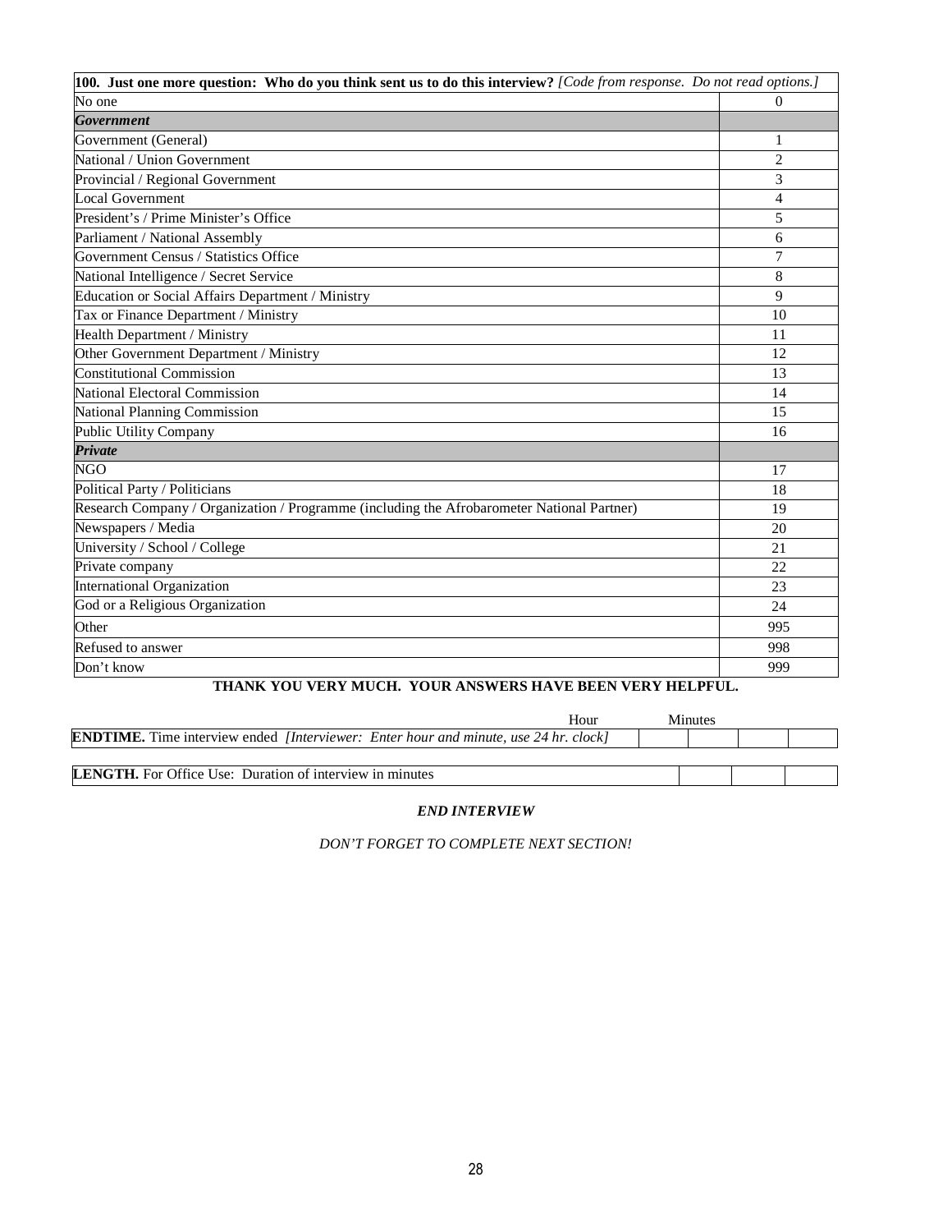| **100. Just one more question: Who do you think sent us to do this interview?** *[Code from response. Do not read options.]* | |
|---|---|
| No one | 0 |
| ***Government*** | |
| Government (General) | 1 |
| National / Union Government | 2 |
| Provincial / Regional Government | 3 |
| Local Government | 4 |
| President's / Prime Minister's Office | 5 |
| Parliament / National Assembly | 6 |
| Government Census / Statistics Office | 7 |
| National Intelligence / Secret Service | 8 |
| Education or Social Affairs Department / Ministry | 9 |
| Tax or Finance Department / Ministry | 10 |
| Health Department / Ministry | 11 |
| Other Government Department / Ministry | 12 |
| Constitutional Commission | 13 |
| National Electoral Commission | 14 |
| National Planning Commission | 15 |
| Public Utility Company | 16 |
| ***Private*** | |
| NGO | 17 |
| Political Party / Politicians | 18 |
| Research Company / Organization / Programme (including the Afrobarometer National Partner) | 19 |
| Newspapers / Media | 20 |
| University / School / College | 21 |
| Private company | 22 |
| International Organization | 23 |
| God or a Religious Organization | 24 |
| Other | 995 |
| Refused to answer | 998 |
| Don't know | 999 |

**THANK YOU VERY MUCH. YOUR ANSWERS HAVE BEEN VERY HELPFUL.**

| | Hour | | Minutes | |
|---|---|---|---|---|
| **ENDTIME.** Time interview ended *[Interviewer: Enter hour and minute, use 24 hr. clock]* | | | | |

| | | | |
|---|---|---|---|
| **LENGTH.** For Office Use: Duration of interview in minutes | | | |

*END INTERVIEW*

*DON'T FORGET TO COMPLETE NEXT SECTION!*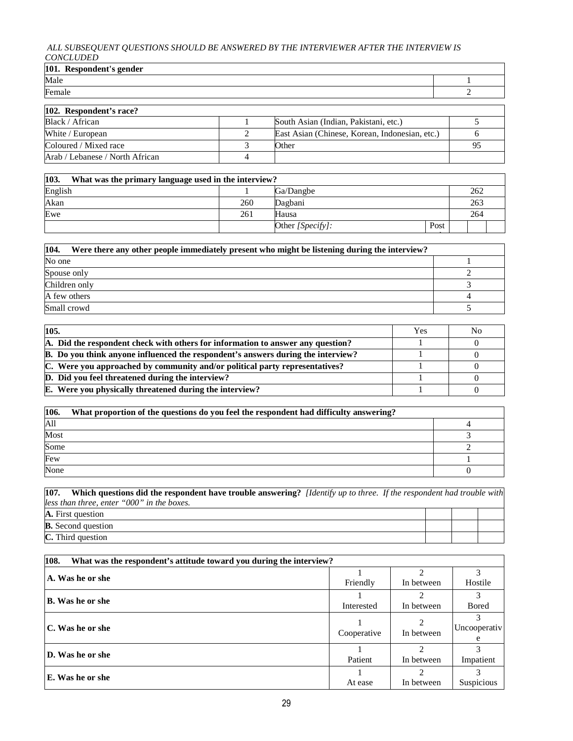*ALL SUBSEQUENT QUESTIONS SHOULD BE ANSWERED BY THE INTERVIEWER AFTER THE INTERVIEW IS CONCLUDED*

| **101. Respondent's gender** | |
|---|---|
| Male | 1 |
| Female | 2 |

| **102. Respondent's race?** | | | |
|---|---|---|---|
| Black / African | 1 | South Asian (Indian, Pakistani, etc.) | 5 |
| White / European | 2 | East Asian (Chinese, Korean, Indonesian, etc.) | 6 |
| Coloured / Mixed race | 3 | Other | 95 |
| Arab / Lebanese / North African | 4 | | |

| **103. What was the primary language used in the interview?** | | | | |
|---|---|---|---|---|
| English | 1 | Ga/Dangbe | | 262 |
| Akan | 260 | Dagbani | | 263 |
| Ewe | 261 | Hausa | | 264 |
| | | Other *[Specify]:* | Post | |

| **104. Were there any other people immediately present who might be listening during the interview?** | |
|---|---|
| No one | 1 |
| Spouse only | 2 |
| Children only | 3 |
| A few others | 4 |
| Small crowd | 5 |

| **105.** | Yes | No |
|---|---|---|
| **A. Did the respondent check with others for information to answer any question?** | 1 | 0 |
| **B. Do you think anyone influenced the respondent's answers during the interview?** | 1 | 0 |
| **C. Were you approached by community and/or political party representatives?** | 1 | 0 |
| **D. Did you feel threatened during the interview?** | 1 | 0 |
| **E. Were you physically threatened during the interview?** | 1 | 0 |

| **106. What proportion of the questions do you feel the respondent had difficulty answering?** | |
|---|---|
| All | 4 |
| Most | 3 |
| Some | 2 |
| Few | 1 |
| None | 0 |

| **107. Which questions did the respondent have trouble answering?** *[Identify up to three. If the respondent had trouble with less than three, enter "000" in the boxes.* | | | |
|---|---|---|---|
| **A.** First question | | | |
| **B.** Second question | | | |
| **C.** Third question | | | |

| **108. What was the respondent's attitude toward you during the interview?** | | | |
|---|---|---|---|
| **A. Was he or she** | 1 Friendly | 2 In between | 3 Hostile |
| **B. Was he or she** | 1 Interested | 2 In between | 3 Bored |
| **C. Was he or she** | 1 Cooperative | 2 In between | 3 Uncooperative |
| **D. Was he or she** | 1 Patient | 2 In between | 3 Impatient |
| **E. Was he or she** | 1 At ease | 2 In between | 3 Suspicious |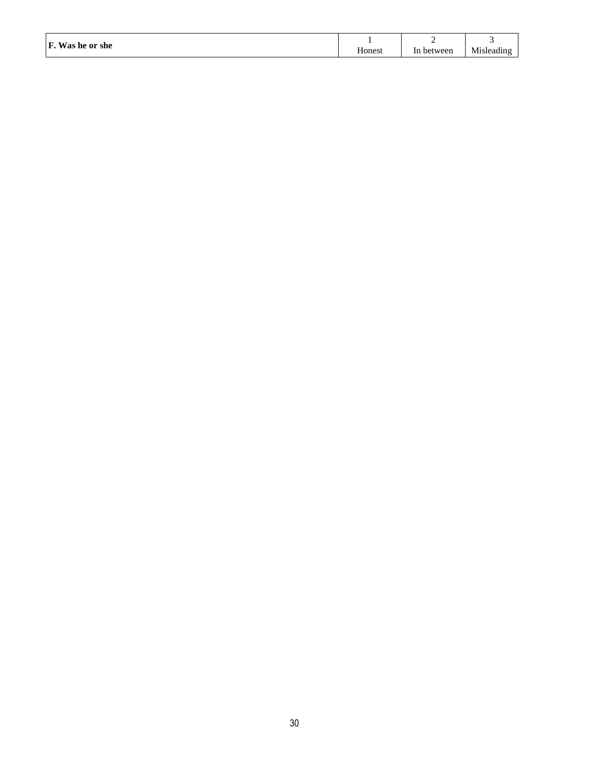| **F. Was he or she** | 1<br>Honest | 2<br>In between | 3<br>Misleading |
|---|---|---|---|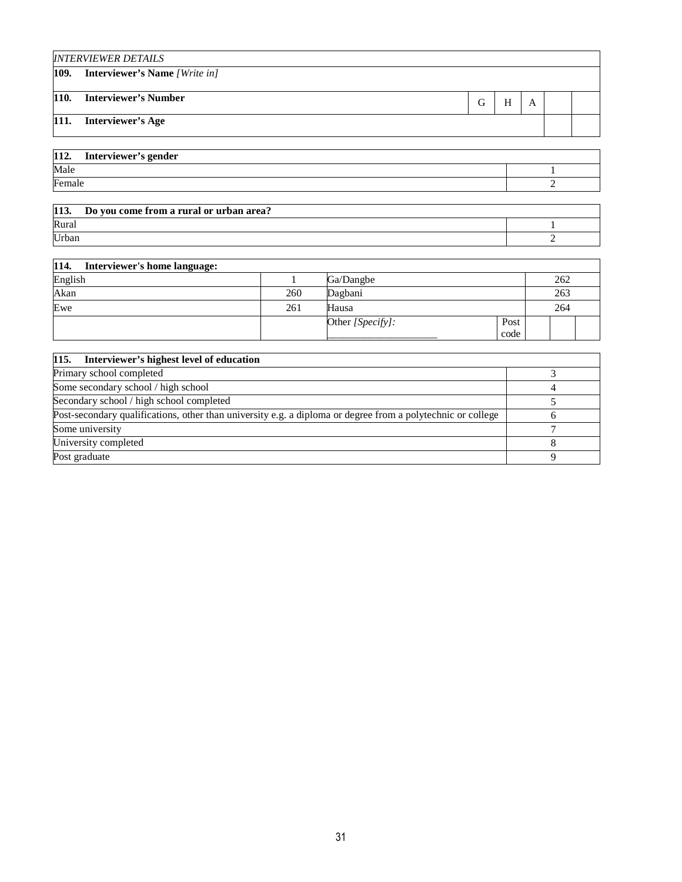| *INTERVIEWER DETAILS* | | | | | |
|---|---|---|---|---|---|
| **109. Interviewer's Name** *[Write in]* | | | | | |
| **110. Interviewer's Number** | G | H | A | | |
| **111. Interviewer's Age** | | | | | |

| **112. Interviewer's gender** | |
|---|---|
| Male | 1 |
| Female | 2 |

| **113. Do you come from a rural or urban area?** | |
|---|---|
| Rural | 1 |
| Urban | 2 |

| **114. Interviewer's home language:** | | | | | | |
|---|---|---|---|---|---|---|
| English | 1 | Ga/Dangbe | | 262 | | |
| Akan | 260 | Dagbani | | 263 | | |
| Ewe | 261 | Hausa | | 264 | | |
| | | Other *[Specify]:* ____________________ | Post code | | | |

| **115. Interviewer's highest level of education** | |
|---|---|
| Primary school completed | 3 |
| Some secondary school / high school | 4 |
| Secondary school / high school completed | 5 |
| Post-secondary qualifications, other than university e.g. a diploma or degree from a polytechnic or college | 6 |
| Some university | 7 |
| University completed | 8 |
| Post graduate | 9 |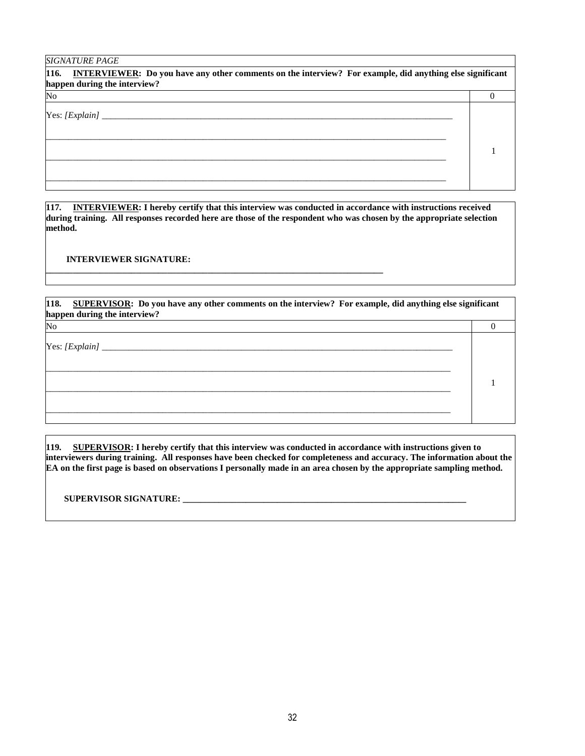*SIGNATURE PAGE*

| **116. INTERVIEWER: Do you have any other comments on the interview? For example, did anything else significant happen during the interview?** | |
|---|---|
| No | 0 |
| Yes: *[Explain]* ________________________________________________ | 1 |

**117. INTERVIEWER: I hereby certify that this interview was conducted in accordance with instructions received during training. All responses recorded here are those of the respondent who was chosen by the appropriate selection method.**

**INTERVIEWER SIGNATURE: ________________________________________________**

| **118. SUPERVISOR: Do you have any other comments on the interview? For example, did anything else significant happen during the interview?** | |
|---|---|
| No | 0 |
| Yes: *[Explain]* ________________________________________________ | 1 |

**119. SUPERVISOR: I hereby certify that this interview was conducted in accordance with instructions given to interviewers during training. All responses have been checked for completeness and accuracy. The information about the EA on the first page is based on observations I personally made in an area chosen by the appropriate sampling method.**

**SUPERVISOR SIGNATURE: ________________________________________________**